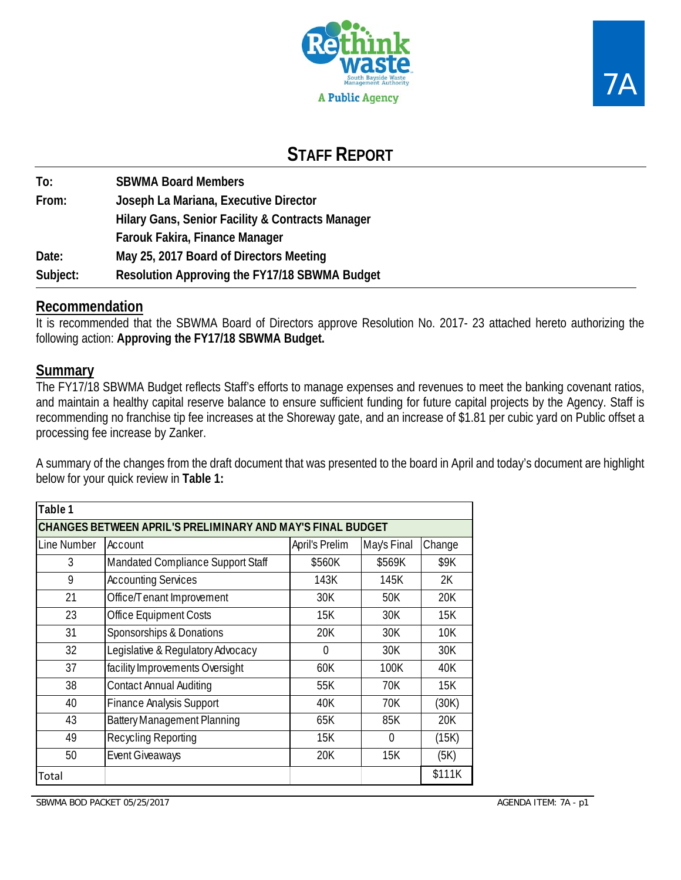7A

## STAFF REPORT

**To:** SBWMA Board Members
**From:** Joseph La Mariana, Executive Director
Hilary Gans, Senior Facility & Contracts Manager
Farouk Fakira, Finance Manager
**Date:** May 25, 2017 Board of Directors Meeting
**Subject:** Resolution Approving the FY17/18 SBWMA Budget

## Recommendation

It is recommended that the SBWMA Board of Directors approve Resolution No. 2017- 23 attached hereto authorizing the following action: **Approving the FY17/18 SBWMA Budget.**

## Summary

The FY17/18 SBWMA Budget reflects Staff's efforts to manage expenses and revenues to meet the banking covenant ratios, and maintain a healthy capital reserve balance to ensure sufficient funding for future capital projects by the Agency. Staff is recommending no franchise tip fee increases at the Shoreway gate, and an increase of $1.81 per cubic yard on Public offset a processing fee increase by Zanker.

A summary of the changes from the draft document that was presented to the board in April and today's document are highlight below for your quick review in **Table 1:**

| Table 1 | | | | |
|---|---|---|---|---|
| **CHANGES BETWEEN APRIL'S PRELIMINARY AND MAY'S FINAL BUDGET** | | | | |
| Line Number | Account | April's Prelim | May's Final | Change |
| 3 | Mandated Compliance Support Staff | $560K | $569K | $9K |
| 9 | Accounting Services | 143K | 145K | 2K |
| 21 | Office/Tenant Improvement | 30K | 50K | 20K |
| 23 | Office Equipment Costs | 15K | 30K | 15K |
| 31 | Sponsorships & Donations | 20K | 30K | 10K |
| 32 | Legislative & Regulatory Advocacy | 0 | 30K | 30K |
| 37 | facility Improvements Oversight | 60K | 100K | 40K |
| 38 | Contact Annual Auditing | 55K | 70K | 15K |
| 40 | Finance Analysis Support | 40K | 70K | (30K) |
| 43 | Battery Management Planning | 65K | 85K | 20K |
| 49 | Recycling Reporting | 15K | 0 | (15K) |
| 50 | Event Giveaways | 20K | 15K | (5K) |
| Total | | | | $111K |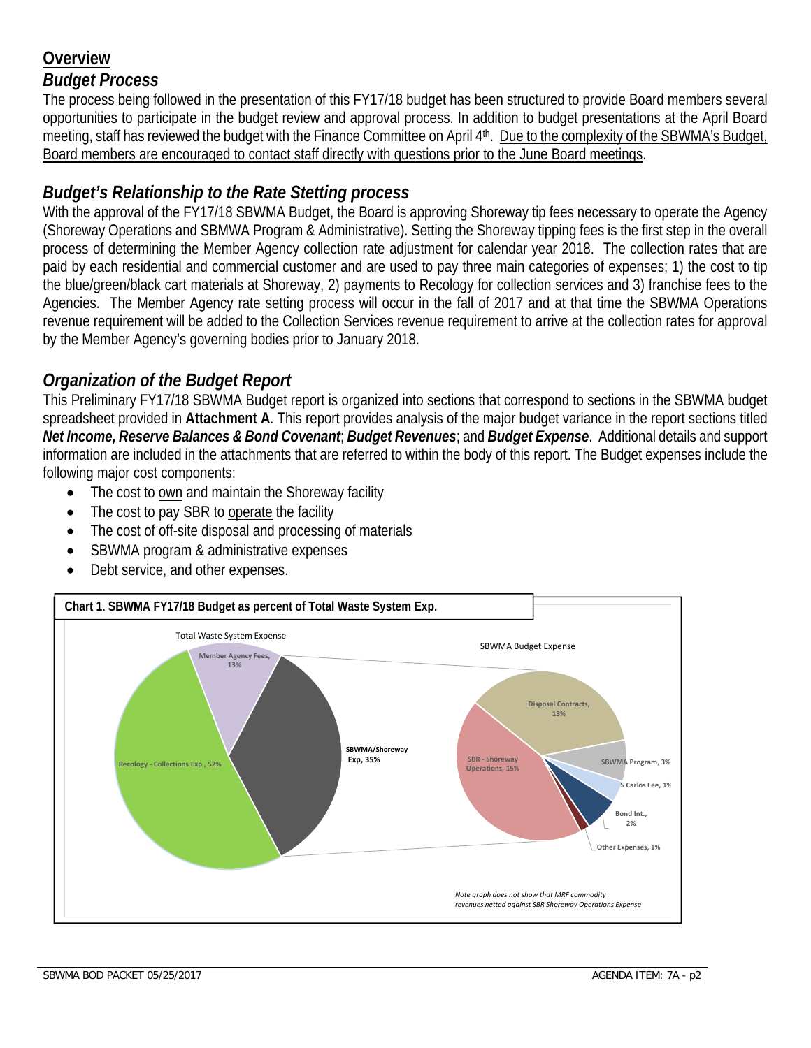## Overview

### *Budget Process*

The process being followed in the presentation of this FY17/18 budget has been structured to provide Board members several opportunities to participate in the budget review and approval process. In addition to budget presentations at the April Board meeting, staff has reviewed the budget with the Finance Committee on April 4th. Due to the complexity of the SBWMA's Budget, Board members are encouraged to contact staff directly with questions prior to the June Board meetings.

### *Budget's Relationship to the Rate Stetting process*

With the approval of the FY17/18 SBWMA Budget, the Board is approving Shoreway tip fees necessary to operate the Agency (Shoreway Operations and SBMWA Program & Administrative). Setting the Shoreway tipping fees is the first step in the overall process of determining the Member Agency collection rate adjustment for calendar year 2018. The collection rates that are paid by each residential and commercial customer and are used to pay three main categories of expenses; 1) the cost to tip the blue/green/black cart materials at Shoreway, 2) payments to Recology for collection services and 3) franchise fees to the Agencies. The Member Agency rate setting process will occur in the fall of 2017 and at that time the SBWMA Operations revenue requirement will be added to the Collection Services revenue requirement to arrive at the collection rates for approval by the Member Agency's governing bodies prior to January 2018.

### *Organization of the Budget Report*

This Preliminary FY17/18 SBWMA Budget report is organized into sections that correspond to sections in the SBWMA budget spreadsheet provided in **Attachment A**. This report provides analysis of the major budget variance in the report sections titled ***Net Income, Reserve Balances & Bond Covenant***; ***Budget Revenues***; and ***Budget Expense***. Additional details and support information are included in the attachments that are referred to within the body of this report. The Budget expenses include the following major cost components:

- The cost to own and maintain the Shoreway facility
- The cost to pay SBR to operate the facility
- The cost of off-site disposal and processing of materials
- SBWMA program & administrative expenses
- Debt service, and other expenses.

**Chart 1. SBWMA FY17/18 Budget as percent of Total Waste System Exp.**

Total Waste System Expense: Recology - Collections Exp, 52%; Member Agency Fees, 13%; SBWMA/Shoreway Exp, 35%

SBWMA Budget Expense: SBR - Shoreway Operations, 15%; Disposal Contracts, 13%; SBWMA Program, 3%; S Carlos Fee, 1%; Bond Int., 2%; Other Expenses, 1%

*Note graph does not show that MRF commodity revenues netted against SBR Shoreway Operations Expense*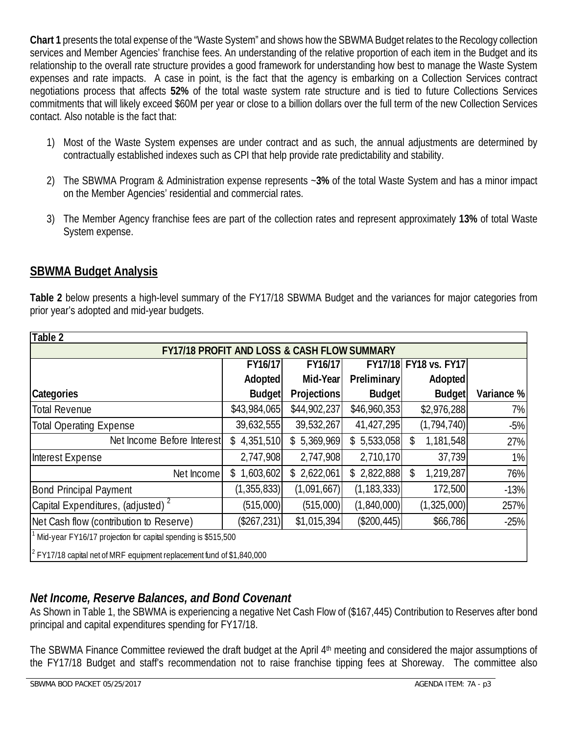**Chart 1** presents the total expense of the "Waste System" and shows how the SBWMA Budget relates to the Recology collection services and Member Agencies' franchise fees. An understanding of the relative proportion of each item in the Budget and its relationship to the overall rate structure provides a good framework for understanding how best to manage the Waste System expenses and rate impacts. A case in point, is the fact that the agency is embarking on a Collection Services contract negotiations process that affects **52%** of the total waste system rate structure and is tied to future Collections Services commitments that will likely exceed $60M per year or close to a billion dollars over the full term of the new Collection Services contact. Also notable is the fact that:

1) Most of the Waste System expenses are under contract and as such, the annual adjustments are determined by contractually established indexes such as CPI that help provide rate predictability and stability.

2) The SBWMA Program & Administration expense represents ~**3%** of the total Waste System and has a minor impact on the Member Agencies' residential and commercial rates.

3) The Member Agency franchise fees are part of the collection rates and represent approximately **13%** of total Waste System expense.

## SBWMA Budget Analysis

**Table 2** below presents a high-level summary of the FY17/18 SBWMA Budget and the variances for major categories from prior year's adopted and mid-year budgets.

**Table 2**

**FY17/18 PROFIT AND LOSS & CASH FLOW SUMMARY**

| Categories | FY16/17 Adopted Budget | FY16/17 Mid-Year Projections | FY17/18 Preliminary Budget | FY18 vs. FY17 Adopted Budget | Variance % |
|---|---|---|---|---|---|
| Total Revenue | $43,984,065 | $44,902,237 | $46,960,353 | $2,976,288 | 7% |
| Total Operating Expense | 39,632,555 | 39,532,267 | 41,427,295 | (1,794,740) | -5% |
| Net Income Before Interest | $ 4,351,510 | $ 5,369,969 | $ 5,533,058 | $ 1,181,548 | 27% |
| Interest Expense | 2,747,908 | 2,747,908 | 2,710,170 | 37,739 | 1% |
| Net Income | $ 1,603,602 | $ 2,622,061 | $ 2,822,888 | $ 1,219,287 | 76% |
| Bond Principal Payment | (1,355,833) | (1,091,667) | (1,183,333) | 172,500 | -13% |
| Capital Expenditures, (adjusted) [2] | (515,000) | (515,000) | (1,840,000) | (1,325,000) | 257% |
| Net Cash flow (contribution to Reserve) | ($267,231) | $1,015,394 | ($200,445) | $66,786 | -25% |

[1] Mid-year FY16/17 projection for capital spending is $515,500

[2] FY17/18 capital net of MRF equipment replacement fund of $1,840,000

### *Net Income, Reserve Balances, and Bond Covenant*

As Shown in Table 1, the SBWMA is experiencing a negative Net Cash Flow of ($167,445) Contribution to Reserves after bond principal and capital expenditures spending for FY17/18.

The SBWMA Finance Committee reviewed the draft budget at the April 4th meeting and considered the major assumptions of the FY17/18 Budget and staff's recommendation not to raise franchise tipping fees at Shoreway. The committee also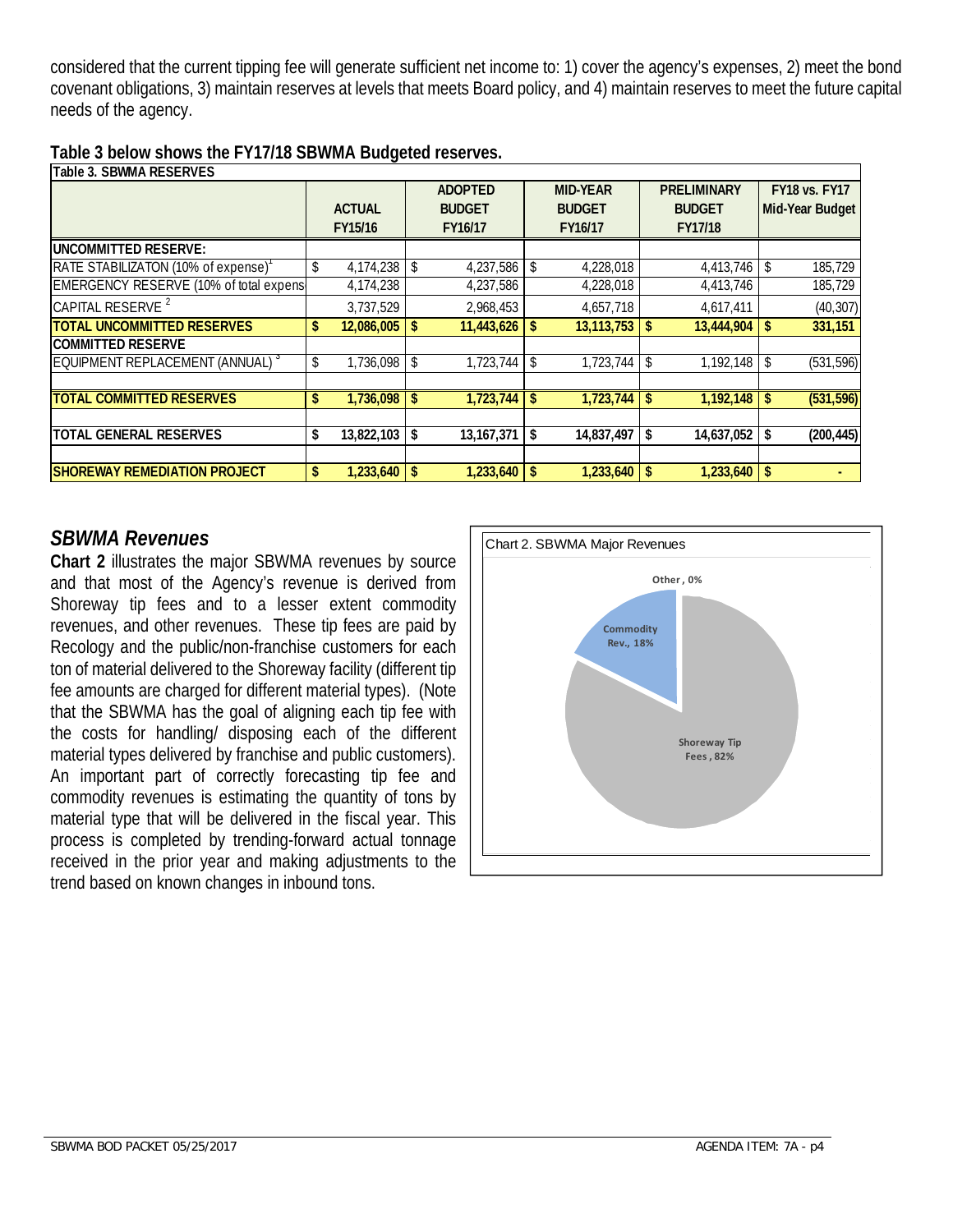considered that the current tipping fee will generate sufficient net income to: 1) cover the agency's expenses, 2) meet the bond covenant obligations, 3) maintain reserves at levels that meets Board policy, and 4) maintain reserves to meet the future capital needs of the agency.

**Table 3 below shows the FY17/18 SBWMA Budgeted reserves.**

**Table 3. SBWMA RESERVES**

| | ACTUAL FY15/16 | ADOPTED BUDGET FY16/17 | MID-YEAR BUDGET FY16/17 | PRELIMINARY BUDGET FY17/18 | FY18 vs. FY17 Mid-Year Budget |
|---|---|---|---|---|---|
| **UNCOMMITTED RESERVE:** | | | | | |
| RATE STABILIZATON (10% of expense)[1] | $ 4,174,238 | $ 4,237,586 | $ 4,228,018 | 4,413,746 | $ 185,729 |
| EMERGENCY RESERVE (10% of total expens | 4,174,238 | 4,237,586 | 4,228,018 | 4,413,746 | 185,729 |
| CAPITAL RESERVE [2] | 3,737,529 | 2,968,453 | 4,657,718 | 4,617,411 | (40,307) |
| **TOTAL UNCOMMITTED RESERVES** | **$ 12,086,005** | **$ 11,443,626** | **$ 13,113,753** | **$ 13,444,904** | **$ 331,151** |
| **COMMITTED RESERVE** | | | | | |
| EQUIPMENT REPLACEMENT (ANNUAL) [3] | $ 1,736,098 | $ 1,723,744 | $ 1,723,744 | $ 1,192,148 | $ (531,596) |
| **TOTAL COMMITTED RESERVES** | **$ 1,736,098** | **$ 1,723,744** | **$ 1,723,744** | **$ 1,192,148** | **$ (531,596)** |
| **TOTAL GENERAL RESERVES** | **$ 13,822,103** | **$ 13,167,371** | **$ 14,837,497** | **$ 14,637,052** | **$ (200,445)** |
| **SHOREWAY REMEDIATION PROJECT** | **$ 1,233,640** | **$ 1,233,640** | **$ 1,233,640** | **$ 1,233,640** | **$ -** |

## *SBWMA Revenues*

**Chart 2** illustrates the major SBWMA revenues by source and that most of the Agency's revenue is derived from Shoreway tip fees and to a lesser extent commodity revenues, and other revenues. These tip fees are paid by Recology and the public/non-franchise customers for each ton of material delivered to the Shoreway facility (different tip fee amounts are charged for different material types). (Note that the SBWMA has the goal of aligning each tip fee with the costs for handling/ disposing each of the different material types delivered by franchise and public customers). An important part of correctly forecasting tip fee and commodity revenues is estimating the quantity of tons by material type that will be delivered in the fiscal year. This process is completed by trending-forward actual tonnage received in the prior year and making adjustments to the trend based on known changes in inbound tons.

Chart 2. SBWMA Major Revenues

Other, 0%
Commodity Rev., 18%
Shoreway Tip Fees, 82%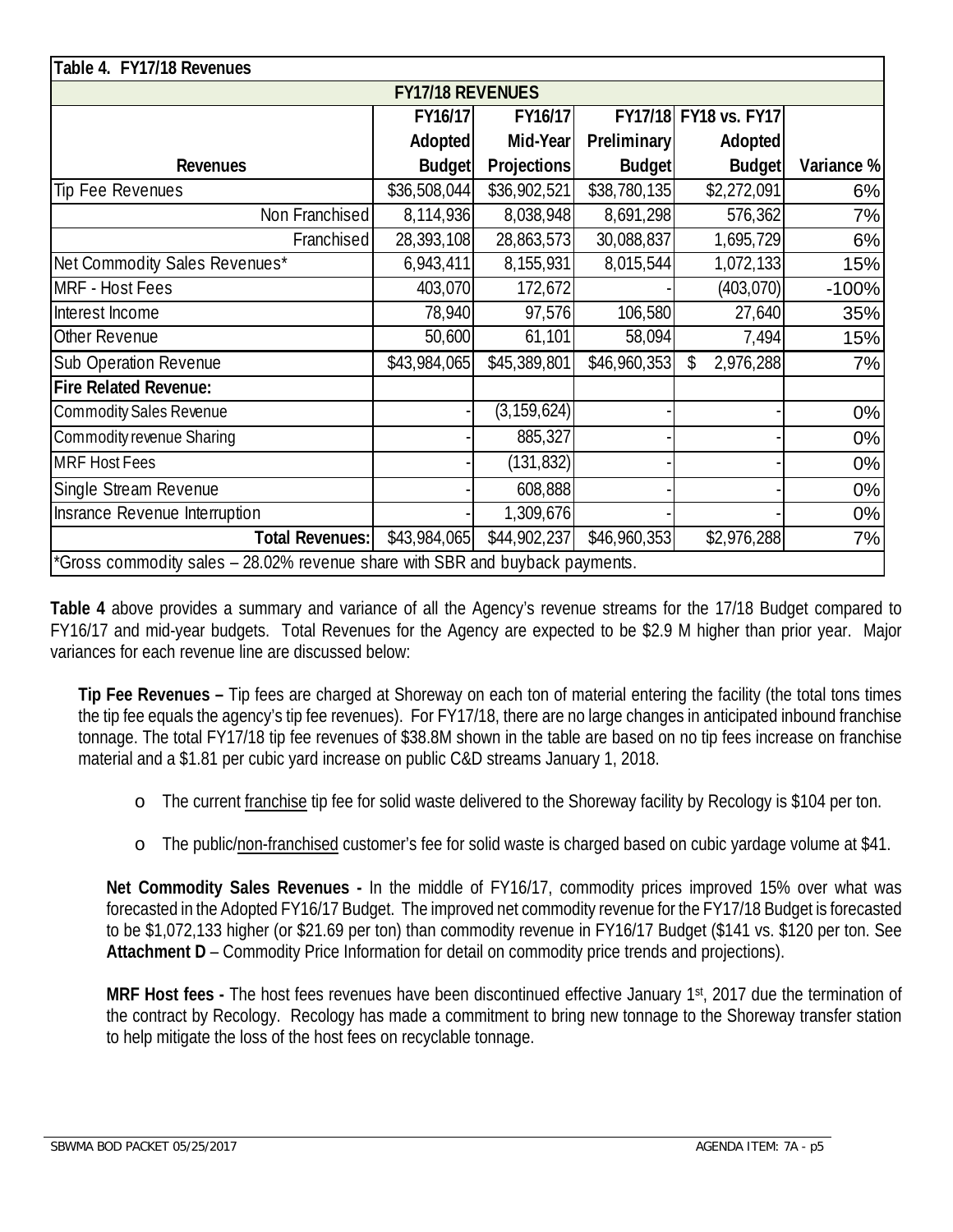| Table 4. FY17/18 Revenues | | | | | |
|---|---|---|---|---|---|
| **FY17/18 REVENUES** | | | | | |
| **Revenues** | **FY16/17 Adopted Budget** | **FY16/17 Mid-Year Projections** | **FY17/18 Preliminary Budget** | **FY18 vs. FY17 Adopted Budget** | **Variance %** |
| Tip Fee Revenues | $36,508,044 | $36,902,521 | $38,780,135 | $2,272,091 | 6% |
| Non Franchised | 8,114,936 | 8,038,948 | 8,691,298 | 576,362 | 7% |
| Franchised | 28,393,108 | 28,863,573 | 30,088,837 | 1,695,729 | 6% |
| Net Commodity Sales Revenues* | 6,943,411 | 8,155,931 | 8,015,544 | 1,072,133 | 15% |
| MRF - Host Fees | 403,070 | 172,672 | - | (403,070) | -100% |
| Interest Income | 78,940 | 97,576 | 106,580 | 27,640 | 35% |
| Other Revenue | 50,600 | 61,101 | 58,094 | 7,494 | 15% |
| Sub Operation Revenue | $43,984,065 | $45,389,801 | $46,960,353 | $ 2,976,288 | 7% |
| **Fire Related Revenue:** | | | | | |
| Commodity Sales Revenue | - | (3,159,624) | - | - | 0% |
| Commodity revenue Sharing | - | 885,327 | - | - | 0% |
| MRF Host Fees | - | (131,832) | - | - | 0% |
| Single Stream Revenue | - | 608,888 | - | - | 0% |
| Insrance Revenue Interruption | - | 1,309,676 | - | - | 0% |
| **Total Revenues:** | $43,984,065 | $44,902,237 | $46,960,353 | $2,976,288 | 7% |
| *Gross commodity sales – 28.02% revenue share with SBR and buyback payments. | | | | | |

**Table 4** above provides a summary and variance of all the Agency's revenue streams for the 17/18 Budget compared to FY16/17 and mid-year budgets. Total Revenues for the Agency are expected to be $2.9 M higher than prior year. Major variances for each revenue line are discussed below:

**Tip Fee Revenues –** Tip fees are charged at Shoreway on each ton of material entering the facility (the total tons times the tip fee equals the agency's tip fee revenues). For FY17/18, there are no large changes in anticipated inbound franchise tonnage. The total FY17/18 tip fee revenues of $38.8M shown in the table are based on no tip fees increase on franchise material and a $1.81 per cubic yard increase on public C&D streams January 1, 2018.

- The current franchise tip fee for solid waste delivered to the Shoreway facility by Recology is $104 per ton.
- The public/non-franchised customer's fee for solid waste is charged based on cubic yardage volume at $41.

**Net Commodity Sales Revenues -** In the middle of FY16/17, commodity prices improved 15% over what was forecasted in the Adopted FY16/17 Budget. The improved net commodity revenue for the FY17/18 Budget is forecasted to be $1,072,133 higher (or $21.69 per ton) than commodity revenue in FY16/17 Budget ($141 vs. $120 per ton. See **Attachment D** – Commodity Price Information for detail on commodity price trends and projections).

**MRF Host fees -** The host fees revenues have been discontinued effective January 1st, 2017 due the termination of the contract by Recology. Recology has made a commitment to bring new tonnage to the Shoreway transfer station to help mitigate the loss of the host fees on recyclable tonnage.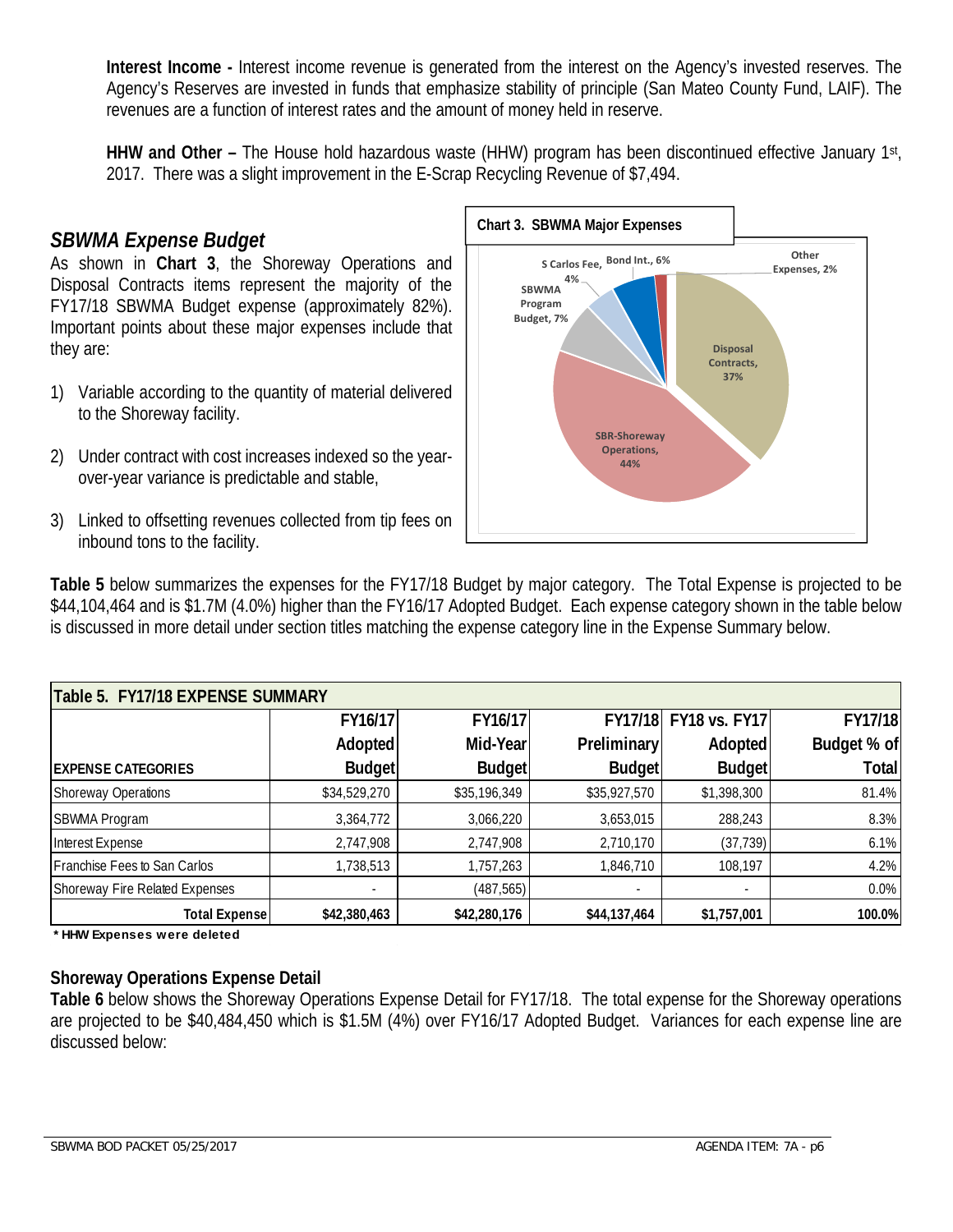**Interest Income -** Interest income revenue is generated from the interest on the Agency's invested reserves. The Agency's Reserves are invested in funds that emphasize stability of principle (San Mateo County Fund, LAIF). The revenues are a function of interest rates and the amount of money held in reserve.

**HHW and Other –** The House hold hazardous waste (HHW) program has been discontinued effective January 1st, 2017. There was a slight improvement in the E-Scrap Recycling Revenue of $7,494.

## *SBWMA Expense Budget*

As shown in **Chart 3**, the Shoreway Operations and Disposal Contracts items represent the majority of the FY17/18 SBWMA Budget expense (approximately 82%). Important points about these major expenses include that they are:

1) Variable according to the quantity of material delivered to the Shoreway facility.
2) Under contract with cost increases indexed so the year-over-year variance is predictable and stable,
3) Linked to offsetting revenues collected from tip fees on inbound tons to the facility.

**Chart 3. SBWMA Major Expenses**

- SBR-Shoreway Operations, 44%
- Disposal Contracts, 37%
- SBWMA Program Budget, 7%
- Bond Int., 6%
- S Carlos Fee, 4%
- Other Expenses, 2%

**Table 5** below summarizes the expenses for the FY17/18 Budget by major category. The Total Expense is projected to be $44,104,464 and is $1.7M (4.0%) higher than the FY16/17 Adopted Budget. Each expense category shown in the table below is discussed in more detail under section titles matching the expense category line in the Expense Summary below.

**Table 5. FY17/18 EXPENSE SUMMARY**

| EXPENSE CATEGORIES | FY16/17 Adopted Budget | FY16/17 Mid-Year Budget | FY17/18 Preliminary Budget | FY18 vs. FY17 Adopted Budget | FY17/18 Budget % of Total |
|---|---|---|---|---|---|
| Shoreway Operations | $34,529,270 | $35,196,349 | $35,927,570 | $1,398,300 | 81.4% |
| SBWMA Program | 3,364,772 | 3,066,220 | 3,653,015 | 288,243 | 8.3% |
| Interest Expense | 2,747,908 | 2,747,908 | 2,710,170 | (37,739) | 6.1% |
| Franchise Fees to San Carlos | 1,738,513 | 1,757,263 | 1,846,710 | 108,197 | 4.2% |
| Shoreway Fire Related Expenses | - | (487,565) | - | - | 0.0% |
| **Total Expense** | **$42,380,463** | **$42,280,176** | **$44,137,464** | **$1,757,001** | **100.0%** |

*** HHW Expenses were deleted**

### Shoreway Operations Expense Detail

**Table 6** below shows the Shoreway Operations Expense Detail for FY17/18. The total expense for the Shoreway operations are projected to be $40,484,450 which is $1.5M (4%) over FY16/17 Adopted Budget. Variances for each expense line are discussed below: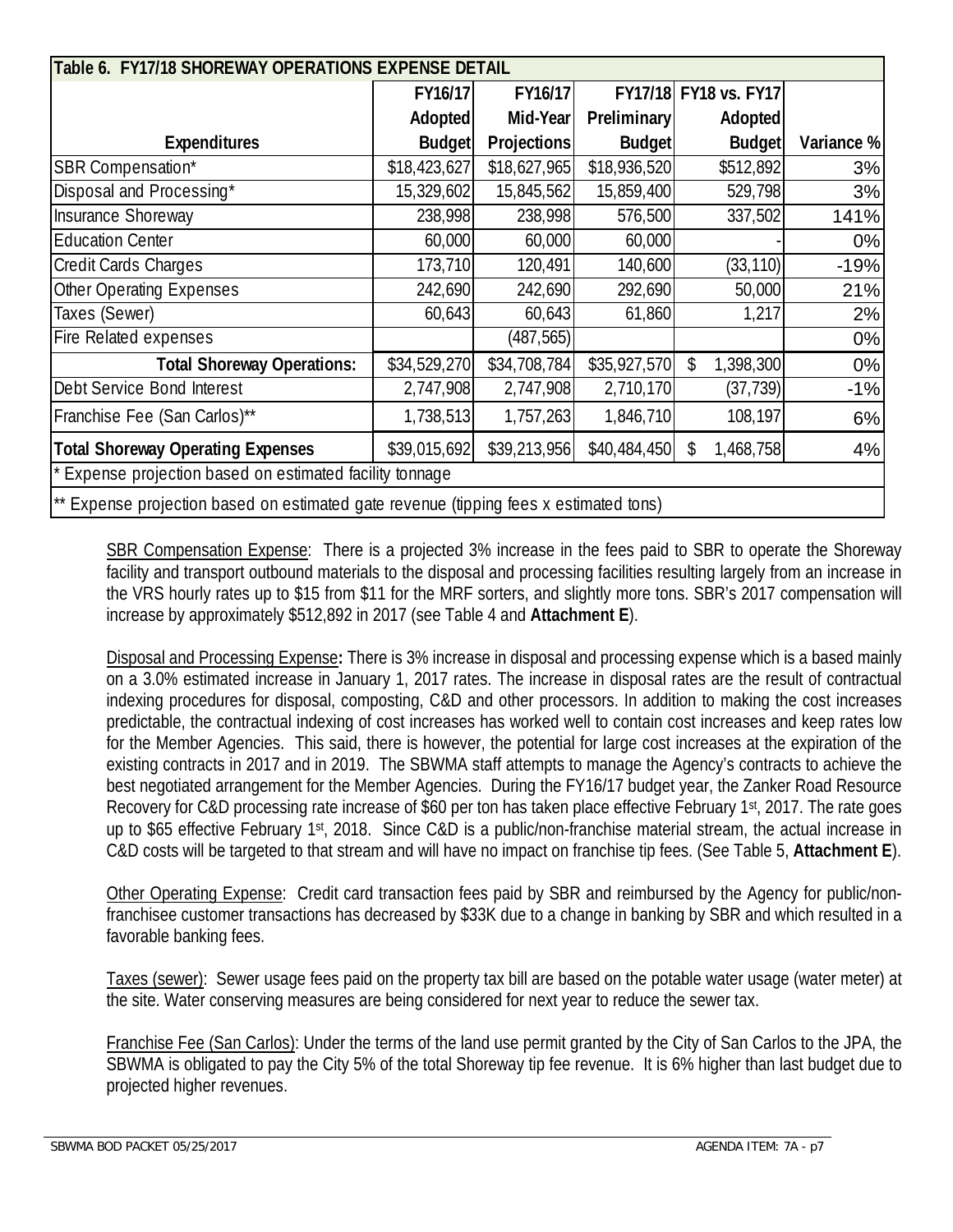| Table 6. FY17/18 SHOREWAY OPERATIONS EXPENSE DETAIL | | | | | |
|---|---|---|---|---|---|
| **Expenditures** | **FY16/17 Adopted Budget** | **FY16/17 Mid-Year Projections** | **FY17/18 Preliminary Budget** | **FY18 vs. FY17 Adopted Budget** | **Variance %** |
| SBR Compensation* | $18,423,627 | $18,627,965 | $18,936,520 | $512,892 | 3% |
| Disposal and Processing* | 15,329,602 | 15,845,562 | 15,859,400 | 529,798 | 3% |
| Insurance Shoreway | 238,998 | 238,998 | 576,500 | 337,502 | 141% |
| Education Center | 60,000 | 60,000 | 60,000 | - | 0% |
| Credit Cards Charges | 173,710 | 120,491 | 140,600 | (33,110) | -19% |
| Other Operating Expenses | 242,690 | 242,690 | 292,690 | 50,000 | 21% |
| Taxes (Sewer) | 60,643 | 60,643 | 61,860 | 1,217 | 2% |
| Fire Related expenses | | (487,565) | | | 0% |
| **Total Shoreway Operations:** | $34,529,270 | $34,708,784 | $35,927,570 | $ 1,398,300 | 0% |
| Debt Service Bond Interest | 2,747,908 | 2,747,908 | 2,710,170 | (37,739) | -1% |
| Franchise Fee (San Carlos)** | 1,738,513 | 1,757,263 | 1,846,710 | 108,197 | 6% |
| **Total Shoreway Operating Expenses** | $39,015,692 | $39,213,956 | $40,484,450 | $ 1,468,758 | 4% |
| * Expense projection based on estimated facility tonnage | | | | | |
| ** Expense projection based on estimated gate revenue (tipping fees x estimated tons) | | | | | |

SBR Compensation Expense: There is a projected 3% increase in the fees paid to SBR to operate the Shoreway facility and transport outbound materials to the disposal and processing facilities resulting largely from an increase in the VRS hourly rates up to $15 from $11 for the MRF sorters, and slightly more tons. SBR's 2017 compensation will increase by approximately $512,892 in 2017 (see Table 4 and **Attachment E**).

Disposal and Processing Expense**:** There is 3% increase in disposal and processing expense which is a based mainly on a 3.0% estimated increase in January 1, 2017 rates. The increase in disposal rates are the result of contractual indexing procedures for disposal, composting, C&D and other processors. In addition to making the cost increases predictable, the contractual indexing of cost increases has worked well to contain cost increases and keep rates low for the Member Agencies. This said, there is however, the potential for large cost increases at the expiration of the existing contracts in 2017 and in 2019. The SBWMA staff attempts to manage the Agency's contracts to achieve the best negotiated arrangement for the Member Agencies. During the FY16/17 budget year, the Zanker Road Resource Recovery for C&D processing rate increase of $60 per ton has taken place effective February 1st, 2017. The rate goes up to $65 effective February 1st, 2018. Since C&D is a public/non-franchise material stream, the actual increase in C&D costs will be targeted to that stream and will have no impact on franchise tip fees. (See Table 5, **Attachment E**).

Other Operating Expense: Credit card transaction fees paid by SBR and reimbursed by the Agency for public/non-franchisee customer transactions has decreased by $33K due to a change in banking by SBR and which resulted in a favorable banking fees.

Taxes (sewer): Sewer usage fees paid on the property tax bill are based on the potable water usage (water meter) at the site. Water conserving measures are being considered for next year to reduce the sewer tax.

Franchise Fee (San Carlos): Under the terms of the land use permit granted by the City of San Carlos to the JPA, the SBWMA is obligated to pay the City 5% of the total Shoreway tip fee revenue. It is 6% higher than last budget due to projected higher revenues.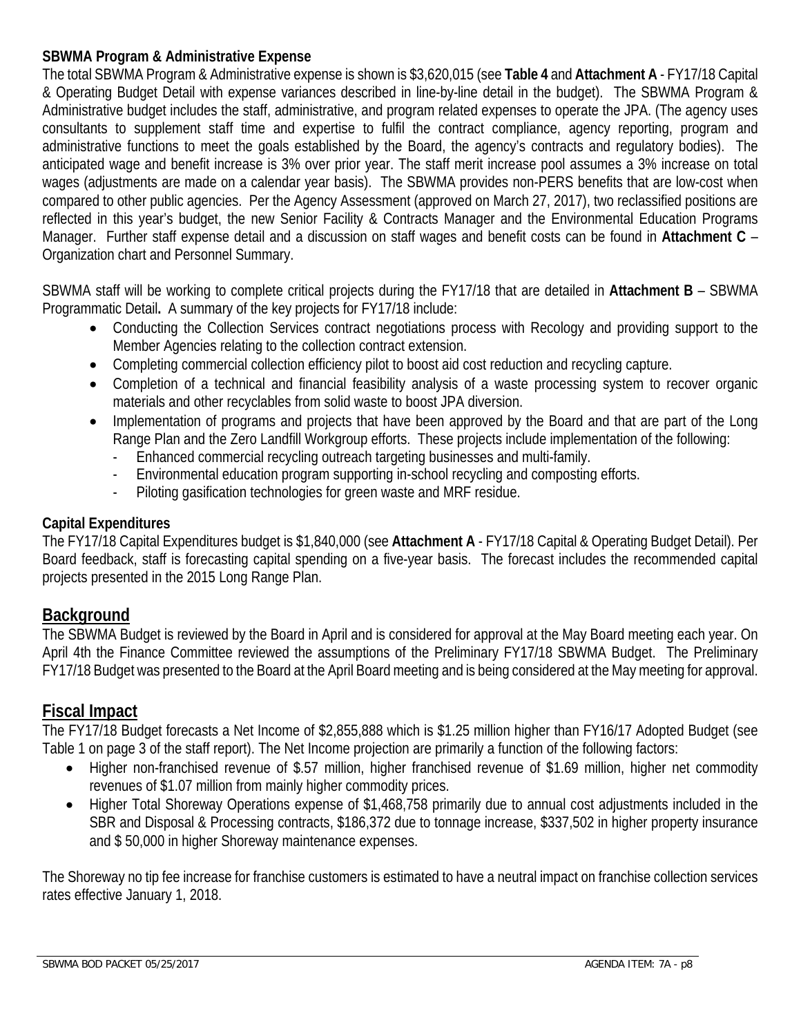**SBWMA Program & Administrative Expense**

The total SBWMA Program & Administrative expense is shown is $3,620,015 (see **Table 4** and **Attachment A** - FY17/18 Capital & Operating Budget Detail with expense variances described in line-by-line detail in the budget). The SBWMA Program & Administrative budget includes the staff, administrative, and program related expenses to operate the JPA. (The agency uses consultants to supplement staff time and expertise to fulfil the contract compliance, agency reporting, program and administrative functions to meet the goals established by the Board, the agency's contracts and regulatory bodies). The anticipated wage and benefit increase is 3% over prior year. The staff merit increase pool assumes a 3% increase on total wages (adjustments are made on a calendar year basis). The SBWMA provides non-PERS benefits that are low-cost when compared to other public agencies. Per the Agency Assessment (approved on March 27, 2017), two reclassified positions are reflected in this year's budget, the new Senior Facility & Contracts Manager and the Environmental Education Programs Manager. Further staff expense detail and a discussion on staff wages and benefit costs can be found in **Attachment C** – Organization chart and Personnel Summary.

SBWMA staff will be working to complete critical projects during the FY17/18 that are detailed in **Attachment B** – SBWMA Programmatic Detail**.** A summary of the key projects for FY17/18 include:

- Conducting the Collection Services contract negotiations process with Recology and providing support to the Member Agencies relating to the collection contract extension.
- Completing commercial collection efficiency pilot to boost aid cost reduction and recycling capture.
- Completion of a technical and financial feasibility analysis of a waste processing system to recover organic materials and other recyclables from solid waste to boost JPA diversion.
- Implementation of programs and projects that have been approved by the Board and that are part of the Long Range Plan and the Zero Landfill Workgroup efforts. These projects include implementation of the following:
  - Enhanced commercial recycling outreach targeting businesses and multi-family.
  - Environmental education program supporting in-school recycling and composting efforts.
  - Piloting gasification technologies for green waste and MRF residue.

**Capital Expenditures**

The FY17/18 Capital Expenditures budget is $1,840,000 (see **Attachment A** - FY17/18 Capital & Operating Budget Detail). Per Board feedback, staff is forecasting capital spending on a five-year basis. The forecast includes the recommended capital projects presented in the 2015 Long Range Plan.

## Background

The SBWMA Budget is reviewed by the Board in April and is considered for approval at the May Board meeting each year. On April 4th the Finance Committee reviewed the assumptions of the Preliminary FY17/18 SBWMA Budget. The Preliminary FY17/18 Budget was presented to the Board at the April Board meeting and is being considered at the May meeting for approval.

## Fiscal Impact

The FY17/18 Budget forecasts a Net Income of $2,855,888 which is $1.25 million higher than FY16/17 Adopted Budget (see Table 1 on page 3 of the staff report). The Net Income projection are primarily a function of the following factors:

- Higher non-franchised revenue of $.57 million, higher franchised revenue of $1.69 million, higher net commodity revenues of $1.07 million from mainly higher commodity prices.
- Higher Total Shoreway Operations expense of $1,468,758 primarily due to annual cost adjustments included in the SBR and Disposal & Processing contracts, $186,372 due to tonnage increase, $337,502 in higher property insurance and $ 50,000 in higher Shoreway maintenance expenses.

The Shoreway no tip fee increase for franchise customers is estimated to have a neutral impact on franchise collection services rates effective January 1, 2018.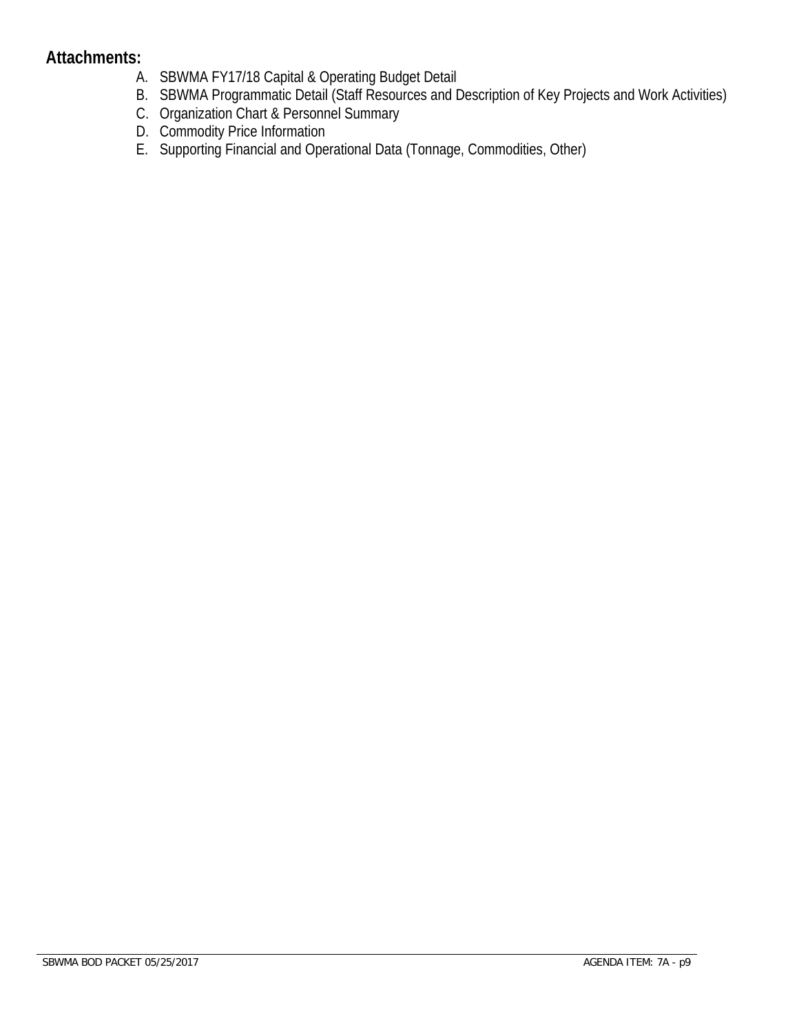**Attachments:**

A. SBWMA FY17/18 Capital & Operating Budget Detail
B. SBWMA Programmatic Detail (Staff Resources and Description of Key Projects and Work Activities)
C. Organization Chart & Personnel Summary
D. Commodity Price Information
E. Supporting Financial and Operational Data (Tonnage, Commodities, Other)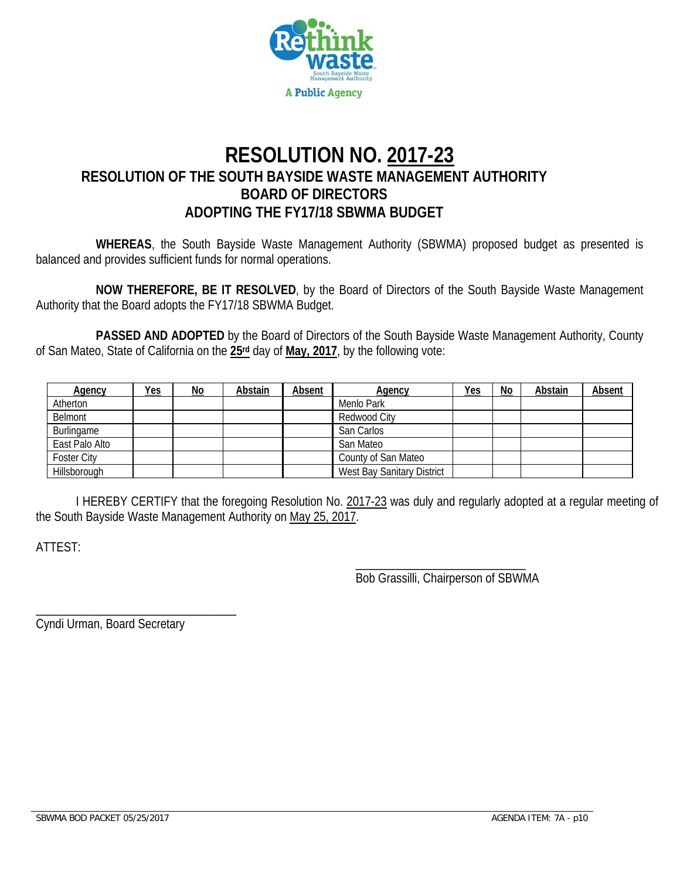Rethink waste
South Bayside Waste Management Authority
A Public Agency

# RESOLUTION NO. 2017-23

## RESOLUTION OF THE SOUTH BAYSIDE WASTE MANAGEMENT AUTHORITY BOARD OF DIRECTORS ADOPTING THE FY17/18 SBWMA BUDGET

**WHEREAS**, the South Bayside Waste Management Authority (SBWMA) proposed budget as presented is balanced and provides sufficient funds for normal operations.

**NOW THEREFORE, BE IT RESOLVED**, by the Board of Directors of the South Bayside Waste Management Authority that the Board adopts the FY17/18 SBWMA Budget.

**PASSED AND ADOPTED** by the Board of Directors of the South Bayside Waste Management Authority, County of San Mateo, State of California on the **25rd** day of **May, 2017**, by the following vote:

| Agency | Yes | No | Abstain | Absent | Agency | Yes | No | Abstain | Absent |
|---|---|---|---|---|---|---|---|---|---|
| Atherton | | | | | Menlo Park | | | | |
| Belmont | | | | | Redwood City | | | | |
| Burlingame | | | | | San Carlos | | | | |
| East Palo Alto | | | | | San Mateo | | | | |
| Foster City | | | | | County of San Mateo | | | | |
| Hillsborough | | | | | West Bay Sanitary District | | | | |

I HEREBY CERTIFY that the foregoing Resolution No. 2017-23 was duly and regularly adopted at a regular meeting of the South Bayside Waste Management Authority on May 25, 2017.

ATTEST:

\_\_\_\_\_\_\_\_\_\_\_\_\_\_\_\_\_\_\_\_\_\_\_\_\_\_\_\_
Bob Grassilli, Chairperson of SBWMA

\_\_\_\_\_\_\_\_\_\_\_\_\_\_\_\_\_\_\_\_\_\_\_\_\_\_\_\_
Cyndi Urman, Board Secretary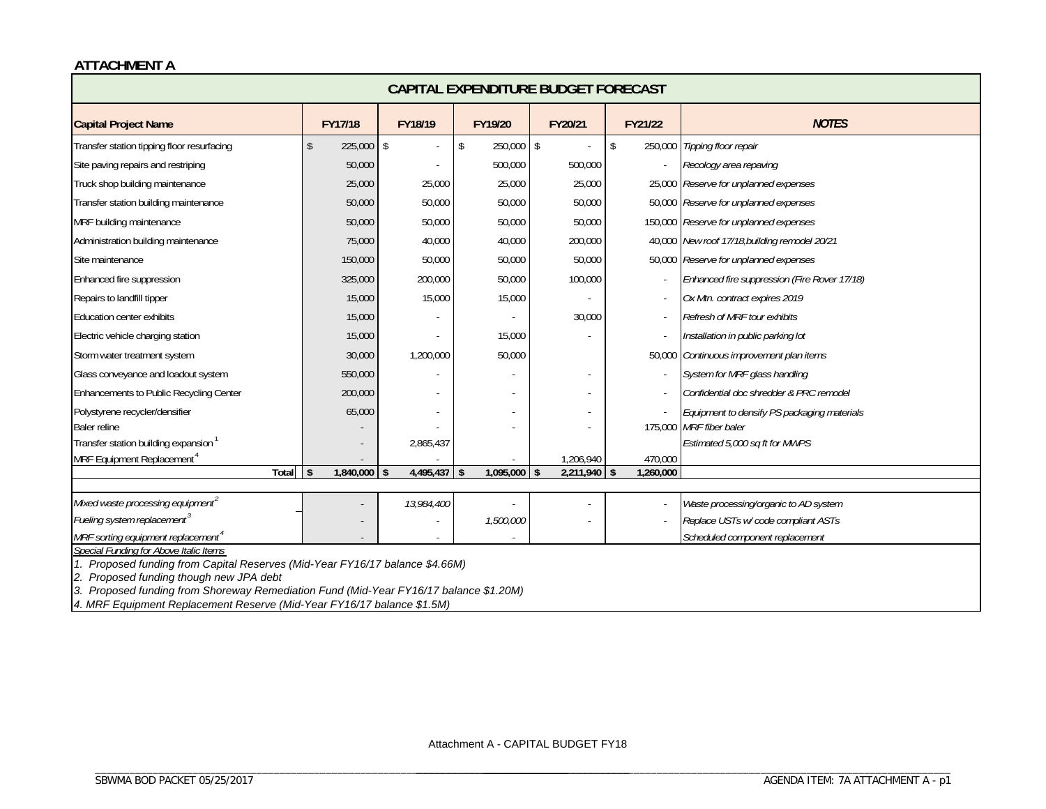**ATTACHMENT A**

| CAPITAL EXPENDITURE BUDGET FORECAST | | | | | | |
|---|---|---|---|---|---|---|
| **Capital Project Name** | **FY17/18** | **FY18/19** | **FY19/20** | **FY20/21** | **FY21/22** | ***NOTES*** |
| Transfer station tipping floor resurfacing | $ 225,000 | $ - | $ 250,000 | $ - | $ 250,000 | *Tipping floor repair* |
| Site paving repairs and restriping | 50,000 | - | 500,000 | 500,000 | - | *Recology area repaving* |
| Truck shop building maintenance | 25,000 | 25,000 | 25,000 | 25,000 | 25,000 | *Reserve for unplanned expenses* |
| Transfer station building maintenance | 50,000 | 50,000 | 50,000 | 50,000 | 50,000 | *Reserve for unplanned expenses* |
| MRF building maintenance | 50,000 | 50,000 | 50,000 | 50,000 | 150,000 | *Reserve for unplanned expenses* |
| Administration building maintenance | 75,000 | 40,000 | 40,000 | 200,000 | 40,000 | *New roof 17/18,building remodel 20/21* |
| Site maintenance | 150,000 | 50,000 | 50,000 | 50,000 | 50,000 | *Reserve for unplanned expenses* |
| Enhanced fire suppression | 325,000 | 200,000 | 50,000 | 100,000 | - | *Enhanced fire suppression (Fire Rover 17/18)* |
| Repairs to landfill tipper | 15,000 | 15,000 | 15,000 | - | - | *Ox Mtn. contract expires 2019* |
| Education center exhibits | 15,000 | - | - | 30,000 | - | *Refresh of MRF tour exhibits* |
| Electric vehicle charging station | 15,000 | - | 15,000 | - | - | *Installation in public parking lot* |
| Storm water treatment system | 30,000 | 1,200,000 | 50,000 | | 50,000 | *Continuous improvement plan items* |
| Glass conveyance and loadout system | 550,000 | - | - | - | - | *System for MRF glass handling* |
| Enhancements to Public Recycling Center | 200,000 | - | - | - | - | *Confidential doc shredder & PRC remodel* |
| Polystyrene recycler/densifier | 65,000 | - | - | - | - | *Equipment to densify PS packaging materials* |
| Baler reline | - | - | - | - | 175,000 | *MRF fiber baler* |
| Transfer station building expansion [1] | - | 2,865,437 | | | | *Estimated 5,000 sq ft for MWPS* |
| MRF Equipment Replacement [4] | - | - | - | 1,206,940 | 470,000 | |
| **Total** | **$ 1,840,000** | **$ 4,495,437** | **$ 1,095,000** | **$ 2,211,940** | **$ 1,260,000** | |
| | | | | | | |
| *Mixed waste processing equipment [2]* | - | *13,984,400* | - | - | - | *Waste processing/organic to AD system* |
| *Fueling system replacement [3]* | - | - | *1,500,000* | - | - | *Replace USTs w/ code compliant ASTs* |
| *MRF sorting equipment replacement [4]* | - | - | - | | | *Scheduled component replacement* |

*Special Funding for Above Italic Items*

*1. Proposed funding from Capital Reserves (Mid-Year FY16/17 balance $4.66M)*

*2. Proposed funding though new JPA debt*

*3. Proposed funding from Shoreway Remediation Fund (Mid-Year FY16/17 balance $1.20M)*

*4. MRF Equipment Replacement Reserve (Mid-Year FY16/17 balance $1.5M)*

Attachment A - CAPITAL BUDGET FY18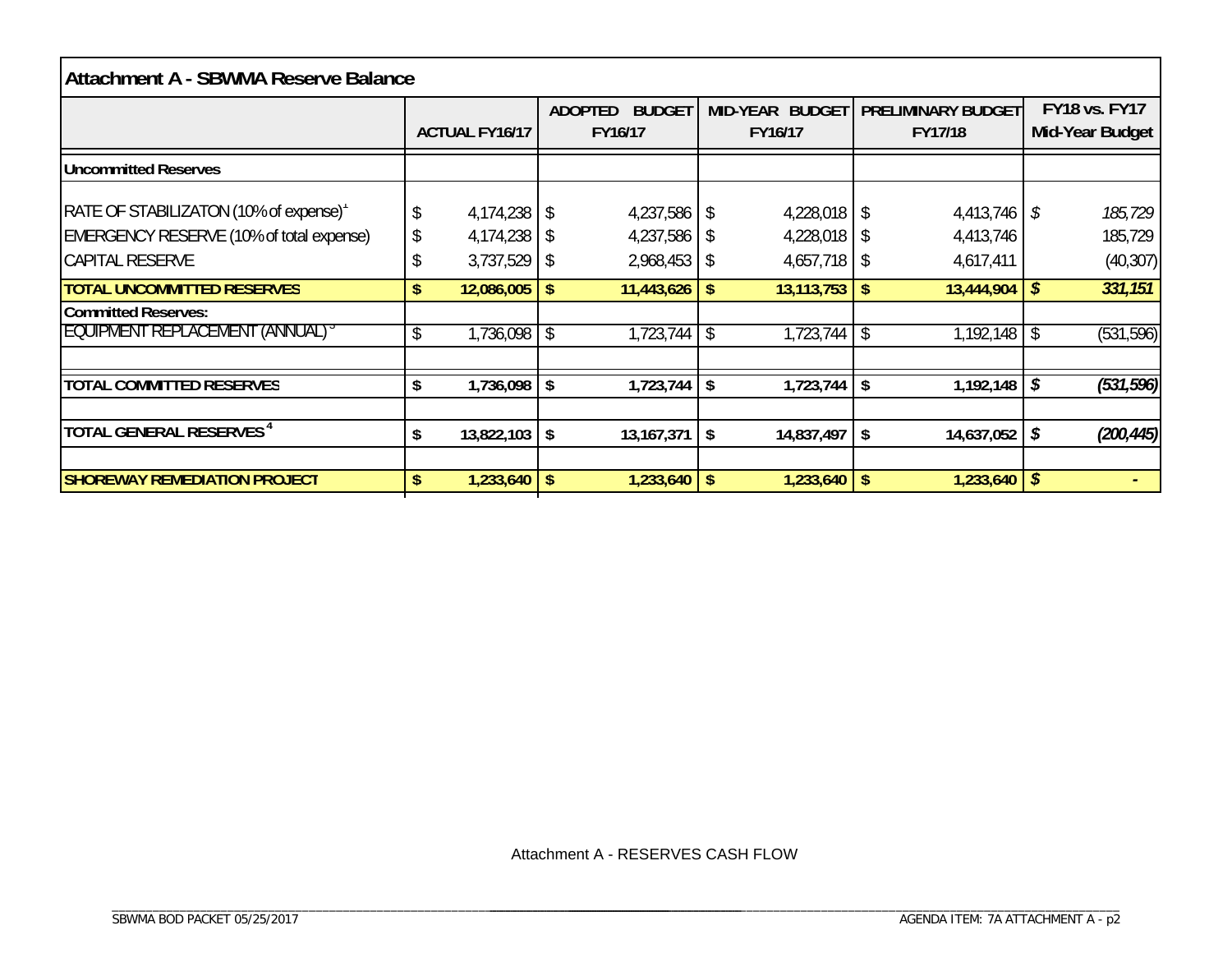| Attachment A - SBWMA Reserve Balance | ACTUAL FY16/17 | ADOPTED BUDGET FY16/17 | MID-YEAR BUDGET FY16/17 | PRELIMINARY BUDGET FY17/18 | FY18 vs. FY17 Mid-Year Budget |
|---|---|---|---|---|---|
| **Uncommitted Reserves** | | | | | |
| RATE OF STABILIZATON (10% of expense)[1] | $ 4,174,238 | $ 4,237,586 | $ 4,228,018 | $ 4,413,746 | *$ 185,729* |
| EMERGENCY RESERVE (10% of total expense) | $ 4,174,238 | $ 4,237,586 | $ 4,228,018 | $ 4,413,746 | 185,729 |
| CAPITAL RESERVE | $ 3,737,529 | $ 2,968,453 | $ 4,657,718 | $ 4,617,411 | (40,307) |
| **TOTAL UNCOMMITTED RESERVES** | **$ 12,086,005** | **$ 11,443,626** | **$ 13,113,753** | **$ 13,444,904** | ***$ 331,151*** |
| **Committed Reserves:** | | | | | |
| EQUIPMENT REPLACEMENT (ANNUAL)[3] | $ 1,736,098 | $ 1,723,744 | $ 1,723,744 | $ 1,192,148 | $ (531,596) |
| **TOTAL COMMITTED RESERVES** | **$ 1,736,098** | **$ 1,723,744** | **$ 1,723,744** | **$ 1,192,148** | ***$ (531,596)*** |
| **TOTAL GENERAL RESERVES[4]** | **$ 13,822,103** | **$ 13,167,371** | **$ 14,837,497** | **$ 14,637,052** | ***$ (200,445)*** |
| **SHOREWAY REMEDIATION PROJECT** | **$ 1,233,640** | **$ 1,233,640** | **$ 1,233,640** | **$ 1,233,640** | ***$ -*** |

Attachment A - RESERVES CASH FLOW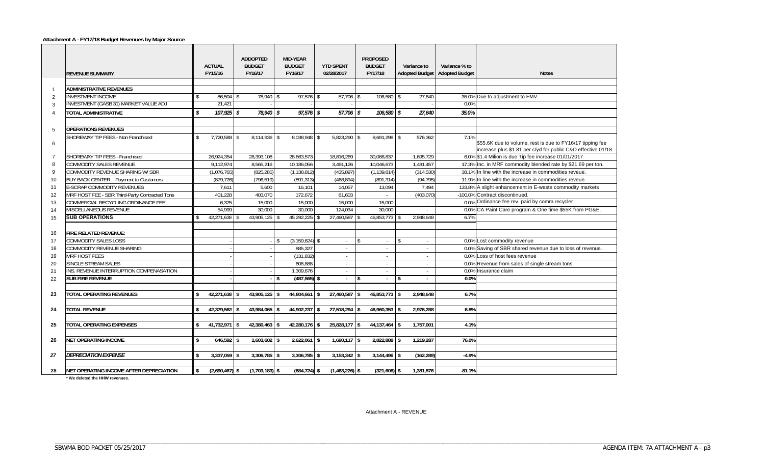**Attachment A - FY17/18 Budget Revenues by Major Source**

| | REVENUE SUMMARY | ACTUAL FY15/16 | ADDOPTED BUDGET FY16/17 | MID-YEAR BUDGET FY16/17 | YTD SPENT 02/28/2017 | PROPOSED BUDGET FY17/18 | Variance to Adopted Budget | Variance % to Adopted Budget | Notes |
|---|---|---|---|---|---|---|---|---|---|
| 1 | **ADMINISTRATIVE REVENUES** | | | | | | | | |
| 2 | INVESTMENT INCOME | $ 86,504 | $ 78,940 | $ 97,576 | $ 57,706 | $ 106,580 | $ 27,640 | 35.0% | Due to adjustment to FMV. |
| 3 | INVESTMENT (GASB 31) MARKET VALUE ADJ | 21,421 | - | - | | | - | 0.0% | |
| 4 | **TOTAL ADMINISTRATIVE** | ***$ 107,925*** | ***$ 78,940*** | ***$ 97,576*** | ***$ 57,706*** | ***$ 106,580*** | ***$ 27,640*** | ***35.0%*** | |
| 5 | **OPERATIONS REVENUES** | | | | | | | | |
| 6 | SHOREWAY TIP FEES - Non Franchised | $ 7,720,588 | $ 8,114,936 | $ 8,038,948 | $ 5,823,290 | $ 8,691,298 | $ 576,362 | 7.1% | $55.6K due to volume, rest is due to FY16/17 tipping fee increase plus $1.81 per c/yd for public C&D effective 01/18. |
| 7 | SHOREWAY TIP FEES - Franchised | 26,924,354 | 28,393,108 | 28,863,573 | 18,816,269 | 30,088,837 | 1,695,729 | 6.0% | $1.4 Milion is due Tip fee increase 01/01/2017 |
| 8 | COMMODITY SALES REVENUE | 9,112,974 | 8,565,216 | 10,186,056 | 3,491,126 | 10,046,673 | 1,481,457 | 17.3% | Inc. in MRF commodity blended rate by $21.69 per ton. |
| 9 | COMMODITY REVENUE SHARING W/ SBR | (1,076,765) | (825,285) | (1,138,812) | (435,897) | (1,139,814) | (314,530) | 38.1% | In line with the increase in commodities reveue. |
| 10 | BUY BACK CENTER - Payment to Customers | (879,726) | (796,519) | (891,313) | (468,894) | (891,314) | (94,795) | 11.9% | In line with the increase in commodities reveue. |
| 11 | E-SCRAP COMMODITY REVENUES | 7,611 | 5,600 | 16,101 | 14,057 | 13,094 | 7,494 | 133.8% | A slight enhancement in E-waste commodity markets |
| 12 | MRF HOST FEE - SBR Third-Party Contracted Tons | 401,228 | 403,070 | 172,672 | 81,603 | - | (403,070) | -100.0% | Contract discontinued. |
| 13 | COMMERCIAL RECYCLING ORDINANCE FEE | 6,375 | 15,000 | 15,000 | 15,000 | 15,000 | - | 0.0% | Ordinance fee rev. paid by comm.recycler |
| 14 | MISCELLANEOUS REVENUE | 54,999 | 30,000 | 30,000 | 124,034 | 30,000 | - | 0.0% | CA Paint Care program & One time $55K from PG&E. |
| 15 | **SUB OPERATIONS** | $ 42,271,638 | $ 43,905,125 | $ 45,292,225 | $ 27,460,587 | $ 46,853,773 | $ 2,948,648 | 6.7% | |
| 16 | **FIRE RELATED REVENUE:** | | | | | | | | |
| 17 | COMMODITY SALES LOSS | - | - | $ (3,159,624) | $ - | $ - | $ - | 0.0% | Lost commodity revenue |
| 18 | COMMODITY REVENUE SHARING | - | - | 885,327 | - | - | - | 0.0% | Saving of SBR shared revenue due to loss of revenue. |
| 19 | MRF HOST FEES | - | - | (131,832) | - | - | - | 0.0% | Loss of host fees revenue |
| 20 | SINGLE STREAM SALES | - | - | 608,888 | - | - | - | 0.0% | Revenue from sales of single stream tons. |
| 21 | INS. REVENUE INTERRUPTION COMPENASATION | - | - | 1,309,676 | - | - | - | 0.0% | Insurance claim |
| 22 | **SUB FIRE REVENUE** | **-** | **-** | **$ (487,565)** | **$ -** | **$ -** | **$ -** | **0.0%** | |
| 23 | **TOTAL OPERATING REVENUES** | **$ 42,271,638** | **$ 43,905,125** | **$ 44,804,661** | **$ 27,460,587** | **$ 46,853,773** | **$ 2,948,648** | **6.7%** | |
| 24 | **TOTAL REVENUE** | **$ 42,379,563** | **$ 43,984,065** | **$ 44,902,237** | **$ 27,518,294** | **$ 46,960,353** | **$ 2,976,288** | **6.8%** | |
| 25 | **TOTAL OPERATING EXPENSES** | **$ 41,732,971** | **$ 42,380,463** | **$ 42,280,176** | **$ 25,828,177** | **$ 44,137,464** | **$ 1,757,001** | **4.1%** | |
| 26 | **NET OPERATING INCOME** | **$ 646,592** | **$ 1,603,602** | **$ 2,622,061** | **$ 1,690,117** | **$ 2,822,888** | **$ 1,219,287** | **76.0%** | |
| 27 | ***DEPRECIATION EXPENSE*** | **$ 3,337,059** | **$ 3,306,785** | **$ 3,306,785** | **$ 3,153,342** | **$ 3,144,496** | **$ (162,289)** | **-4.9%** | |
| 28 | **NET OPERATING INCOME AFTER DEPRECIATION** | **$ (2,690,467)** | **$ (1,703,183)** | **$ (684,724)** | **$ (1,463,226)** | **$ (321,608)** | **$ 1,381,576** | **-81.1%** | |

**\* We deleted the HHW revenues.**

Attachment A - REVENUE

SBWMA BOD PACKET 05/25/2017

AGENDA ITEM: 7A ATTACHMENT A - p3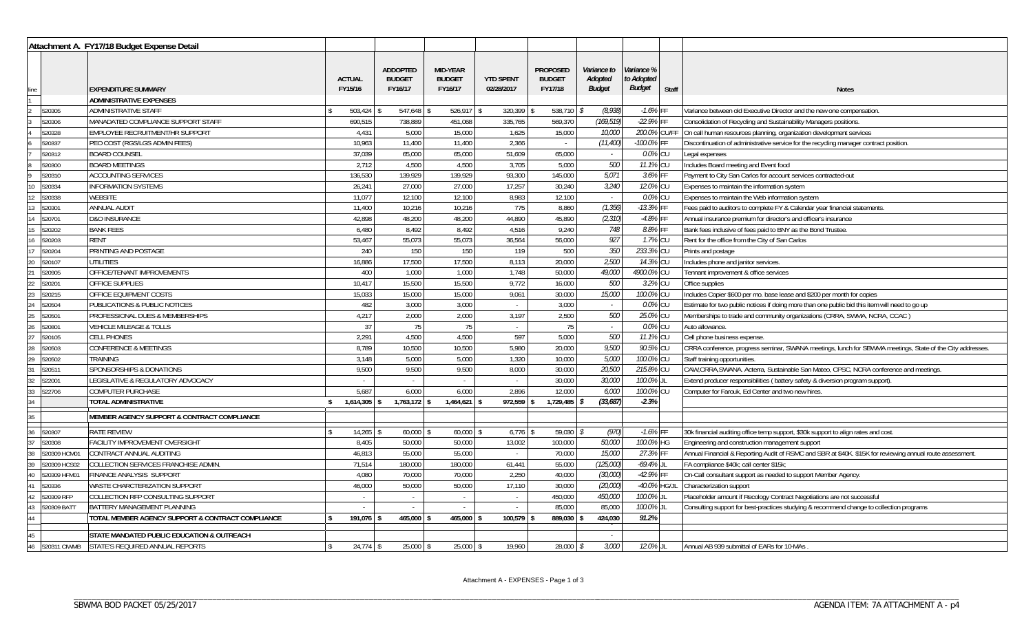## Attachment A. FY17/18 Budget Expense Detail

| line | | EXPENDITURE SUMMARY | ACTUAL FY15/16 | ADDOPTED BUDGET FY16/17 | MID-YEAR BUDGET FY16/17 | YTD SPENT 02/28/2017 | PROPOSED BUDGET FY17/18 | Variance to Adopted Budget | Variance % to Adopted Budget | Staff | Notes |
|---|---|---|---|---|---|---|---|---|---|---|---|
| 1 | | ADMINISTRATIVE EXPENSES | | | | | | | | | |
| 2 | 520305 | ADMINISTRATIVE STAFF | $ 503,424 | $ 547,648 | $ 526,917 | $ 320,399 | $ 538,710 | $ (8,938) | -1.6% | FF | Variance between old Executive Director and the new one compensation. |
| 3 | 520306 | MANADATED COMPLIANCE SUPPORT STAFF | 690,515 | 738,889 | 451,068 | 335,765 | 569,370 | (169,519) | -22.9% | FF | Consolidation of Recycling and Sustainability Managers positions. |
| 4 | 520328 | EMPLOYEE RECRUITMENT/HR SUPPORT | 4,431 | 5,000 | 15,000 | 1,625 | 15,000 | 10,000 | 200.0% | CU/FF | On call human resources planning, organization development services |
| 6 | 520337 | PEO COST (RGS/LGS ADMIN FEES) | 10,963 | 11,400 | 11,400 | 2,366 | - | (11,400) | -100.0% | FF | Discontinuation of administrative service for the recycling manager contract position. |
| 7 | 520312 | BOARD COUNSEL | 37,039 | 65,000 | 65,000 | 51,609 | 65,000 | - | 0.0% | CU | Legal expenses |
| 8 | 520300 | BOARD MEETINGS | 2,712 | 4,500 | 4,500 | 3,705 | 5,000 | 500 | 11.1% | CU | Includes Board meeting and Event food |
| 9 | 520310 | ACCOUNTING SERVICES | 136,530 | 139,929 | 139,929 | 93,300 | 145,000 | 5,071 | 3.6% | FF | Payment to City San Carlos for account services contracted-out |
| 10 | 520334 | INFORMATION SYSTEMS | 26,241 | 27,000 | 27,000 | 17,257 | 30,240 | 3,240 | 12.0% | CU | Expenses to maintain the information system |
| 12 | 520338 | WEBSITE | 11,077 | 12,100 | 12,100 | 8,983 | 12,100 | - | 0.0% | CU | Expenses to maintain the Web information system |
| 13 | 520301 | ANNUAL AUDIT | 11,400 | 10,216 | 10,216 | 775 | 8,860 | (1,356) | -13.3% | FF | Fees paid to auditors to complete FY & Calendar year financial statements. |
| 14 | 520701 | D&O INSURANCE | 42,898 | 48,200 | 48,200 | 44,890 | 45,890 | (2,310) | -4.8% | FF | Annual insurance premium for director's and officer's insurance |
| 15 | 520202 | BANK FEES | 6,480 | 8,492 | 8,492 | 4,516 | 9,240 | 748 | 8.8% | FF | Bank fees inclusive of fees paid to BNY as the Bond Trustee. |
| 16 | 520203 | RENT | 53,467 | 55,073 | 55,073 | 36,564 | 56,000 | 927 | 1.7% | CU | Rent for the office from the City of San Carlos |
| 17 | 520204 | PRINTING AND POSTAGE | 240 | 150 | 150 | 119 | 500 | 350 | 233.3% | CU | Prints and postage |
| 20 | 520107 | UTILITIES | 16,886 | 17,500 | 17,500 | 8,113 | 20,000 | 2,500 | 14.3% | CU | Includes phone and janitor services. |
| 21 | 520905 | OFFICE/TENANT IMPROVEMENTS | 400 | 1,000 | 1,000 | 1,748 | 50,000 | 49,000 | 4900.0% | CU | Tennant improvement & office services |
| 22 | 520201 | OFFICE SUPPLIES | 10,417 | 15,500 | 15,500 | 9,772 | 16,000 | 500 | 3.2% | CU | Office supplies |
| 23 | 520215 | OFFICE EQUIPMENT COSTS | 15,033 | 15,000 | 15,000 | 9,061 | 30,000 | 15,000 | 100.0% | CU | Includes Copier $600 per mo. base lease and $200 per month for copies |
| 24 | 520504 | PUBLICATIONS & PUBLIC NOTICES | 482 | 3,000 | 3,000 | - | 3,000 | - | 0.0% | CU | Estimate for two public notices if doing more than one public bid this item will need to go up |
| 25 | 520501 | PROFESSIONAL DUES & MEMBERSHIPS | 4,217 | 2,000 | 2,000 | 3,197 | 2,500 | 500 | 25.0% | CU | Memberships to trade and community organizations (CRRA, SWMA, NCRA, CCAC ) |
| 26 | 520801 | VEHICLE MILEAGE & TOLLS | 37 | 75 | 75 | - | 75 | - | 0.0% | CU | Auto allowance. |
| 27 | 520105 | CELL PHONES | 2,291 | 4,500 | 4,500 | 597 | 5,000 | 500 | 11.1% | CU | Cell phone business expense. |
| 28 | 520503 | CONFERENCE & MEETINGS | 8,789 | 10,500 | 10,500 | 5,980 | 20,000 | 9,500 | 90.5% | CU | CRRA conference, progress seminar, SWANA meetings, lunch for SBWMA meetings, State of the City addresses. |
| 29 | 520502 | TRAINING | 3,148 | 5,000 | 5,000 | 1,320 | 10,000 | 5,000 | 100.0% | CU | Staff training opportunities. |
| 31 | 520511 | SPONSORSHIPS & DONATIONS | 9,500 | 9,500 | 9,500 | 8,000 | 30,000 | 20,500 | 215.8% | CU | CAW,CRRA,SWANA. Acterra, Sustainable San Mateo, CPSC, NCRA conference and meetings. |
| 32 | 522001 | LEGISLATIVE & REGULATORY ADVOCACY | - | - | - | - | 30,000 | 30,000 | 100.0% | JL | Extend producer responsibilities ( battery safety & diversion program support). |
| 33 | 522706 | COMPUTER PURCHASE | 5,687 | 6,000 | 6,000 | 2,896 | 12,000 | 6,000 | 100.0% | CU | Computer for Farouk, Ed Center and two new hires. |
| 34 | | TOTAL ADMINISTRATIVE | $ 1,614,305 | $ 1,763,172 | $ 1,464,621 | $ 972,559 | $ 1,729,485 | $ (33,687) | -2.3% | | |
| 35 | | MEMBER AGENCY SUPPORT & CONTRACT COMPLIANCE | | | | | | | | | |
| 36 | 520307 | RATE REVIEW | $ 14,265 | $ 60,000 | $ 60,000 | $ 6,776 | $ 59,030 | $ (970) | -1.6% | FF | 30k financial auditing office temp support, $30k support to align rates and cost. |
| 37 | 520308 | FACILITY IMPROVEMENT OVERSIGHT | 8,405 | 50,000 | 50,000 | 13,002 | 100,000 | 50,000 | 100.0% | HG | Engineering and construction management support |
| 38 | 520309 HCM01 | CONTRACT ANNUAL AUDITING | 46,813 | 55,000 | 55,000 | - | 70,000 | 15,000 | 27.3% | FF | Annual Financial & Reporting Audit of RSMC and SBR at $40K. $15K for reviewing annual route assessment. |
| 39 | 520309 HCS02 | COLLECTION SERVICES FRANCHISE ADMIN. | 71,514 | 180,000 | 180,000 | 61,441 | 55,000 | (125,000) | -69.4% | JL | FA compliance $40k; call center $15k; |
| 40 | 520309 HFM01 | FINANCE ANALYSIS SUPPORT | 4,080 | 70,000 | 70,000 | 2,250 | 40,000 | (30,000) | -42.9% | FF | On-Call consultant support as needed to support Member Agency. |
| 41 | 520336 | WASTE CHARCTERIZATION SUPPORT | 46,000 | 50,000 | 50,000 | 17,110 | 30,000 | (20,000) | -40.0% | HG/JL | Characterization support |
| 42 | 520309 RFP | COLLECTION RFP CONSULTING SUPPORT | - | - | - | - | 450,000 | 450,000 | 100.0% | JL | Placeholder amount if Recology Contract Negotiations are not successful |
| 43 | 520309 BATT | BATTERY MANAGEMENT PLANNING | - | - | - | - | 85,000 | 85,000 | 100.0% | JL | Consulting support for best-practices studying & recommend change to collection programs |
| 44 | | TOTAL MEMBER AGENCY SUPPORT & CONTRACT COMPLIANCE | $ 191,076 | $ 465,000 | $ 465,000 | $ 100,579 | $ 889,030 | $ 424,030 | 91.2% | | |
| 45 | | STATE MANDATED PUBLIC EDUCATION & OUTREACH | | | | | | - | | | |
| 46 | 520311 CIWMB | STATE'S REQUIRED ANNUAL REPORTS | $ 24,774 | $ 25,000 | $ 25,000 | $ 19,960 | 28,000 | $ 3,000 | 12.0% | JL | Annual AB 939 submittal of EARs for 10-MAs . |

Attachment A - EXPENSES - Page 1 of 3

SBWMA BOD PACKET 05/25/2017 — AGENDA ITEM: 7A ATTACHMENT A - p4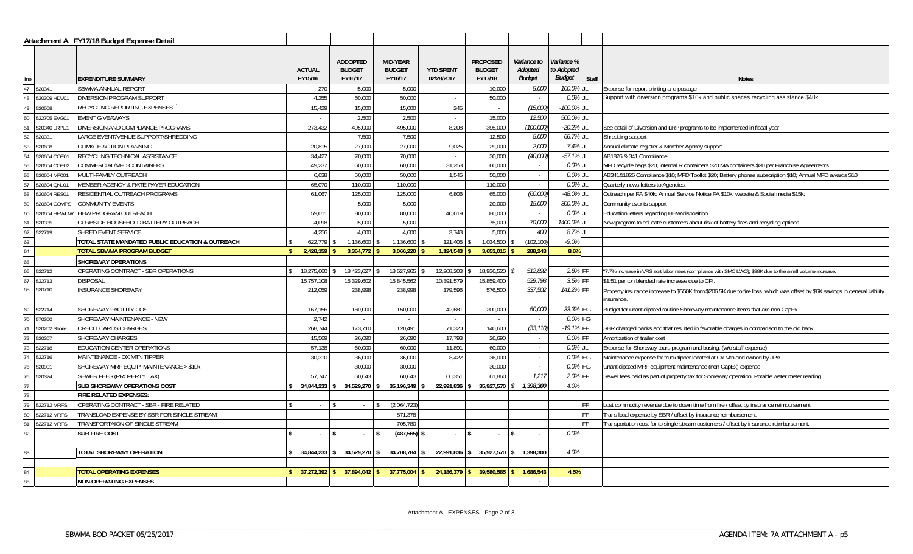## Attachment A. FY17/18 Budget Expense Detail

| line | | EXPENDITURE SUMMARY | ACTUAL FY15/16 | ADDOPTED BUDGET FY16/17 | MID-YEAR BUDGET FY16/17 | YTD SPENT 02/28/2017 | PROPOSED BUDGET FY17/18 | *Variance to Adopted Budget* | *Variance % to Adopted Budget* | Staff | Notes |
|---|---|---|---|---|---|---|---|---|---|---|---|
| 47 | 520341 | SBWMA ANNUAL REPORT | 270 | 5,000 | 5,000 | - | 10,000 | *5,000* | *100.0%* | JL | Expense for report printing and postage |
| 48 | 520309 HDV01 | DIVERSION PROGRAM SUPPORT | 4,255 | 50,000 | 50,000 | - | 50,000 | - | *0.0%* | JL | Support with diversion programs $10k and public spaces recycling assistance $40k. |
| 49 | 520508 | RECYCLING REPORTING EXPENSES [1] | 15,429 | 15,000 | 15,000 | 245 | - | *(15,000)* | *-100.0%* | JL | |
| 50 | 522705 EVG01 | EVENT GIVEAWAYS | - | 2,500 | 2,500 | - | 15,000 | *12,500* | *500.0%* | JL | |
| 51 | 520340 LRPU1 | DIVERSION AND COMPLIANCE PROGRAMS | 273,432 | 495,000 | 495,000 | 8,208 | 395,000 | *(100,000)* | *-20.2%* | JL | See detail of Diversion and LRP programs to be implemented in fiscal year |
| 52 | 520331 | LARGE EVENT/VENUE SUPPORT/SHREDDING | - | 7,500 | 7,500 | - | 12,500 | *5,000* | *66.7%* | JL | Shredding support |
| 53 | 520608 | CLIMATE ACTION PLANNING | 20,815 | 27,000 | 27,000 | 9,025 | 29,000 | *2,000* | *7.4%* | JL | Annual climate register & Member Agency support. |
| 54 | 520604 COE01 | RECYCLING TECHNICAL ASSISTANCE | 34,427 | 70,000 | 70,000 | - | 30,000 | *(40,000)* | *-57.1%* | JL | AB1826 & 341 Compliance |
| 55 | 520604 COE02 | COMMERCIAL/MFD CONTAINERS | 49,237 | 60,000 | 60,000 | 31,253 | 60,000 | - | *0.0%* | JL | MFD recycle bags $20, internal R containers $20 MA containers $20 per Franchise Agreements. |
| 56 | 520604 MF001 | MULTI-FAMILY OUTREACH | 6,638 | 50,000 | 50,000 | 1,545 | 50,000 | - | *0.0%* | JL | AB341&1826 Compliance $10; MFD Toolkit $20; Battery phones subscription $10; Annual MFD awards $10 |
| 57 | 520604 QNL01 | MEMBER AGENCY & RATE PAYER EDUCATION | 65,070 | 110,000 | 110,000 | - | 110,000 | - | *0.0%* | JL | Quarterly news letters to Agencies. |
| 58 | 520604 RES01 | RESIDENTIAL OUTREACH PROGRAMS | 61,067 | 125,000 | 125,000 | 6,806 | 65,000 | *(60,000)* | *-48.0%* | JL | Outreach per FA $40k; Annual Service Notice FA $10k; website & Social media $15k; |
| 59 | 520604 COMPS | COMMUNITY EVENTS | - | 5,000 | 5,000 | - | 20,000 | *15,000* | *300.0%* | JL | Community events support |
| 60 | 520604 HHWUW | HHW PROGRAM OUTREACH | 59,011 | 80,000 | 80,000 | 40,619 | 80,000 | - | *0.0%* | JL | Education letters regarding HHW disposition. |
| 61 | 520335 | CURBSIDE HOUSEHOLD BATTERY OUTREACH | 4,098 | 5,000 | 5,000 | - | 75,000 | *70,000* | *1400.0%* | JL | New program to educate customers about risk of battery fires and recycling options |
| 62 | 522719 | SHRED EVENT SERVICE | 4,256 | 4,600 | 4,600 | 3,743 | 5,000 | *400* | *8.7%* | JL | |
| 63 | | TOTAL STATE MANDATED PUBLIC EDUCATION & OUTREACH | $ 622,779 | $ 1,136,600 | $ 1,136,600 | $ 121,405 | $ 1,034,500 | $ (102,100) | *-9.0%* | | |
| 64 | | **TOTAL SBWMA PROGRAM BUDGET** | **$ 2,428,159** | **$ 3,364,772** | **$ 3,066,220** | **$ 1,194,543** | **$ 3,653,015** | **$ 288,243** | **8.6%** | | |
| 65 | | **SHOREWAY OPERATIONS** | | | | | | | | | |
| 66 | 522712 | OPERATING CONTRACT - SBR OPERATIONS | $ 18,275,660 | $ 18,423,627 | $ 18,627,965 | $ 12,208,203 | $ 18,936,520 | *$ 512,892* | *2.8%* | FF | "7.7% increase in VRS sort labor rates (compliance with SMC LWO); $38K due to the small volume increase. |
| 67 | 522713 | DISPOSAL | 15,757,108 | 15,329,602 | 15,845,562 | 10,391,579 | 15,859,400 | *529,798* | *3.5%* | FF | $1.51 per ton blended rate increase due to CPI. |
| 68 | 520710 | INSURANCE SHOREWAY | 212,059 | 238,998 | 238,998 | 179,596 | 576,500 | *337,502* | *141.2%* | FF | Property insurance increase to $550K from $206.5K due to fire loss which was offset by $6K savings in general liability insurance. |
| 69 | 522714 | SHOREWAY FACILITY COST | 167,156 | 150,000 | 150,000 | 42,681 | 200,000 | *50,000* | *33.3%* | HG | Budget for unanticipated routine Shoreway maintenance items that are non-CapEx |
| 70 | 570300 | SHOREWAY MAINTENANCE - NEW | 2,742 | - | - | - | - | - | *0.0%* | HG | |
| 71 | 520202 Shore | CREDIT CARDS CHARGES | 268,744 | 173,710 | 120,491 | 71,320 | 140,600 | *(33,110)* | *-19.1%* | FF | SBR changed banks and that resulted in favorable charges in comparison to the old bank. |
| 72 | 520207 | SHOREWAY CHARGES | 15,569 | 26,690 | 26,690 | 17,793 | 26,690 | - | *0.0%* | FF | Amortization of trailer cost |
| 73 | 522718 | EDUCATION CENTER OPERATIONS | 57,138 | 60,000 | 60,000 | 11,891 | 60,000 | - | *0.0%* | JL | Expense for Shoreway tours program and busing, (w/o staff expense) |
| 74 | 522716 | MAINTENANCE - OX MTN TIPPER | 30,310 | 36,000 | 36,000 | 8,422 | 36,000 | - | *0.0%* | HG | Maintenance expense for truck tipper located at Ox Mtn and owned by JPA |
| 75 | 520901 | SHOREWAY MRF EQUIP. MAINTENANCE > $10k | - | 30,000 | 30,000 | - | 30,000 | - | *0.0%* | HG | Unanticipated MRF equipment maintenance (non-CapEx) expense |
| 76 | 520324 | SEWER FEES (PROPERTY TAX) | 57,747 | 60,643 | 60,643 | 60,351 | 61,860 | *1,217* | *2.0%* | FF | Sewer fees paid as part of property tax for Shoreway operation. Potable water meter reading. |
| 77 | | **SUB SHOREWAY OPERATIONS COST** | **$ 34,844,233** | **$ 34,529,270** | **$ 35,196,349** | **$ 22,991,836** | **$ 35,927,570** | ***$ 1,398,300*** | *4.0%* | | |
| 78 | | **FIRE RELATED EXPENSES:** | | | | | | | | | |
| 79 | 522712 MRFS | OPERATING CONTRACT - SBR - FIRE RELATED | $ - | $ - | $ (2,064,723) | | | | | FF | Lost commodity revenue due to down time from fire / offset by insurance reimbursement |
| 80 | 522712 MRFS | TRANSLOAD EXPENSE BY SBR FOR SINGLE STREAM | - | - | 871,378 | | | | | FF | Trans load expense by SBR / offset by insurance reimbursement. |
| 81 | 522712 MRFS | TRANSPORTAION OF SINGLE STREAM | - | - | 705,780 | | | | | FF | Transportation cost for to single stream customers / offset by insurance reimbursement. |
| 82 | | **SUB FIRE COST** | $ - | $ - | $ (487,565) | $ - | $ - | $ - | *0.0%* | | |
| 83 | | **TOTAL SHOREWAY OPERATION** | **$ 34,844,233** | **$ 34,529,270** | **$ 34,708,784** | **$ 22,991,836** | **$ 35,927,570** | **$ 1,398,300** | *4.0%* | | |
| 84 | | **TOTAL OPERATING EXPENSES** | **$ 37,272,392** | **$ 37,894,042** | **$ 37,775,004** | **$ 24,186,379** | **$ 39,580,585** | **$ 1,686,543** | **4.5%** | | |
| 85 | | **NON-OPERATING EXPENSES** | | | | | | - | | | |

Attachment A - EXPENSES - Page 2 of 3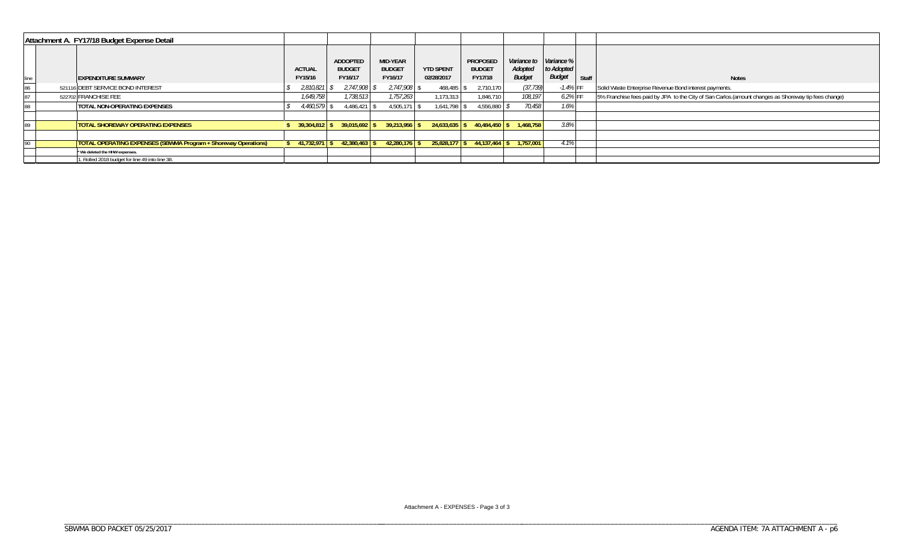**Attachment A. FY17/18 Budget Expense Detail**

| line | | EXPENDITURE SUMMARY | ACTUAL FY15/16 | ADDOPTED BUDGET FY16/17 | MID-YEAR BUDGET FY16/17 | YTD SPENT 02/28/2017 | PROPOSED BUDGET FY17/18 | Variance to Adopted Budget | Variance % to Adopted Budget | Staff | Notes |
|---|---|---|---|---|---|---|---|---|---|---|---|
| 86 | 521116 | DEBT SERVICE BOND INTEREST | $ 2,810,821 | $ 2,747,908 | $ 2,747,908 | $ 468,485 | $ 2,710,170 | (37,739) | -1.4% | FF | Solid Waste Enterprise Revenue Bond interest payments. |
| 87 | 522702 | FRANCHISE FEE | 1,649,758 | 1,738,513 | 1,757,263 | 1,173,313 | 1,846,710 | 108,197 | 6.2% | FF | 5% Franchise fees paid by JPA to the City of San Carlos.(amount changes as Shoreway tip fees change) |
| 88 | | TOTAL NON-OPERATING EXPENSES | $ 4,460,579 | $ 4,486,421 | $ 4,505,171 | $ 1,641,798 | $ 4,556,880 | $ 70,458 | 1.6% | | |
| | | | | | | | | | | | |
| 89 | | TOTAL SHOREWAY OPERATING EXPENSES | $ 39,304,812 | $ 39,015,692 | $ 39,213,956 | $ 24,633,635 | $ 40,484,450 | $ 1,468,758 | 3.8% | | |
| | | | | | | | | | | | |
| 90 | | TOTAL OPERATING EXPENSES (SBWMA Program + Shoreway Operations) | $ 41,732,971 | $ 42,380,463 | $ 42,280,176 | $ 25,828,177 | $ 44,137,464 | $ 1,757,001 | 4.1% | | |
| | | * We deleted the HHW expenses. | | | | | | | | | |
| | | 1. Rolled 2018 budget for line 49 into line 38. | | | | | | | | | |

Attachment A - EXPENSES - Page 3 of 3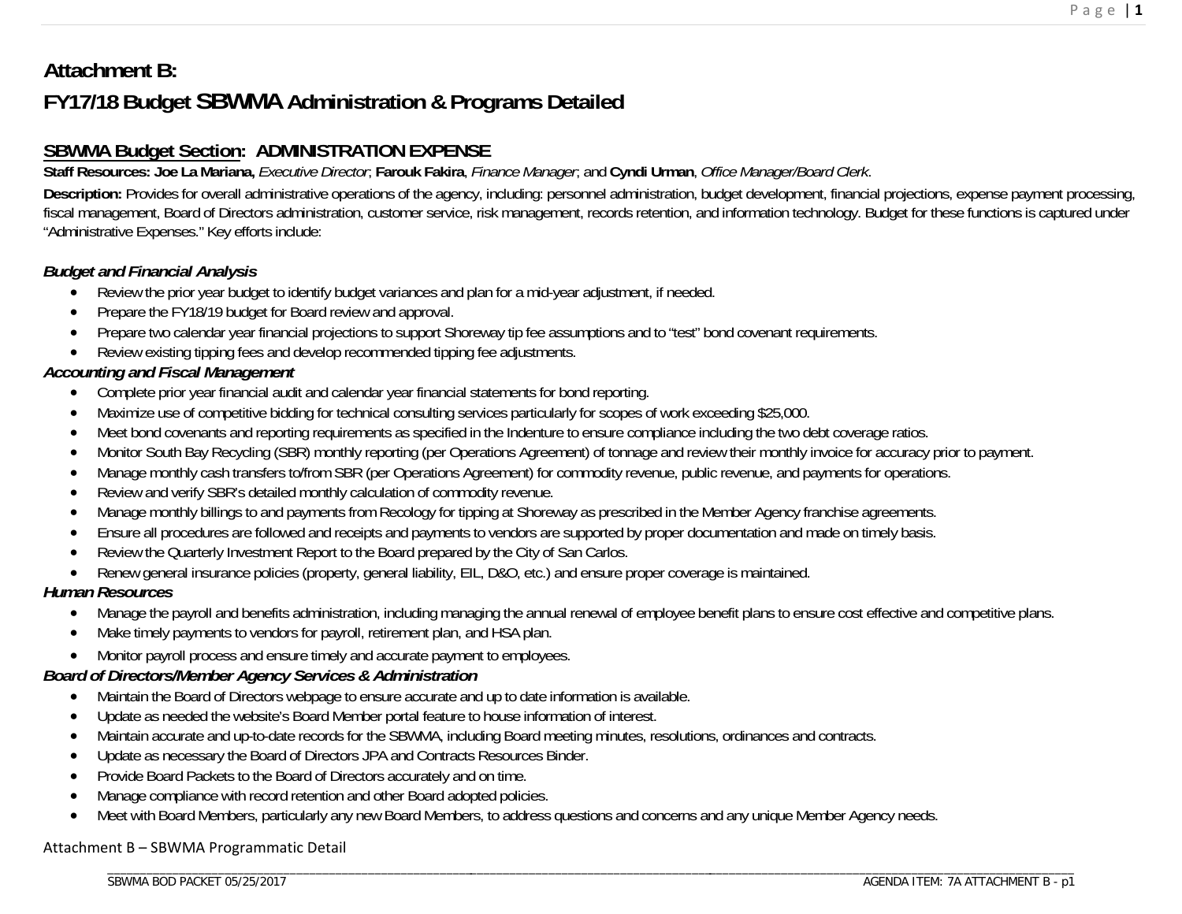# Attachment B:

# FY17/18 Budget SBWMA Administration & Programs Detailed

## SBWMA Budget Section: ADMINISTRATION EXPENSE

**Staff Resources: Joe La Mariana,** *Executive Director*; **Farouk Fakira**, *Finance Manager*; and **Cyndi Urman**, *Office Manager/Board Clerk*.

**Description:** Provides for overall administrative operations of the agency, including: personnel administration, budget development, financial projections, expense payment processing, fiscal management, Board of Directors administration, customer service, risk management, records retention, and information technology. Budget for these functions is captured under "Administrative Expenses." Key efforts include:

### *Budget and Financial Analysis*

- Review the prior year budget to identify budget variances and plan for a mid-year adjustment, if needed.
- Prepare the FY18/19 budget for Board review and approval.
- Prepare two calendar year financial projections to support Shoreway tip fee assumptions and to "test" bond covenant requirements.
- Review existing tipping fees and develop recommended tipping fee adjustments.

### *Accounting and Fiscal Management*

- Complete prior year financial audit and calendar year financial statements for bond reporting.
- Maximize use of competitive bidding for technical consulting services particularly for scopes of work exceeding $25,000.
- Meet bond covenants and reporting requirements as specified in the Indenture to ensure compliance including the two debt coverage ratios.
- Monitor South Bay Recycling (SBR) monthly reporting (per Operations Agreement) of tonnage and review their monthly invoice for accuracy prior to payment.
- Manage monthly cash transfers to/from SBR (per Operations Agreement) for commodity revenue, public revenue, and payments for operations.
- Review and verify SBR's detailed monthly calculation of commodity revenue.
- Manage monthly billings to and payments from Recology for tipping at Shoreway as prescribed in the Member Agency franchise agreements.
- Ensure all procedures are followed and receipts and payments to vendors are supported by proper documentation and made on timely basis.
- Review the Quarterly Investment Report to the Board prepared by the City of San Carlos.
- Renew general insurance policies (property, general liability, EIL, D&O, etc.) and ensure proper coverage is maintained.

### *Human Resources*

- Manage the payroll and benefits administration, including managing the annual renewal of employee benefit plans to ensure cost effective and competitive plans.
- Make timely payments to vendors for payroll, retirement plan, and HSA plan.
- Monitor payroll process and ensure timely and accurate payment to employees.

### *Board of Directors/Member Agency Services & Administration*

- Maintain the Board of Directors webpage to ensure accurate and up to date information is available.
- Update as needed the website's Board Member portal feature to house information of interest.
- Maintain accurate and up-to-date records for the SBWMA, including Board meeting minutes, resolutions, ordinances and contracts.
- Update as necessary the Board of Directors JPA and Contracts Resources Binder.
- Provide Board Packets to the Board of Directors accurately and on time.
- Manage compliance with record retention and other Board adopted policies.
- Meet with Board Members, particularly any new Board Members, to address questions and concerns and any unique Member Agency needs.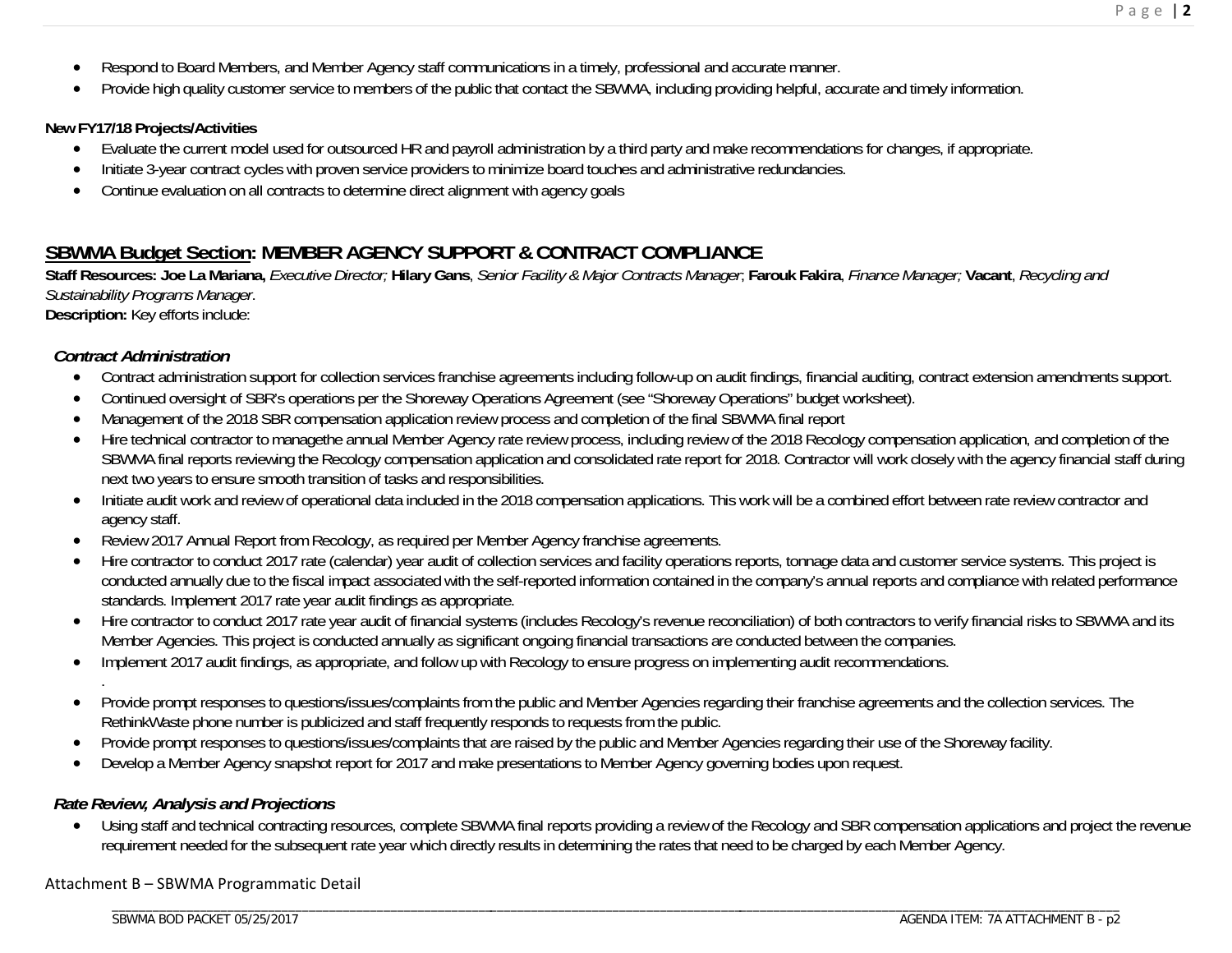- Respond to Board Members, and Member Agency staff communications in a timely, professional and accurate manner.
- Provide high quality customer service to members of the public that contact the SBWMA, including providing helpful, accurate and timely information.

**New FY17/18 Projects/Activities**

- Evaluate the current model used for outsourced HR and payroll administration by a third party and make recommendations for changes, if appropriate.
- Initiate 3-year contract cycles with proven service providers to minimize board touches and administrative redundancies.
- Continue evaluation on all contracts to determine direct alignment with agency goals

## <u>SBWMA Budget Section</u>: MEMBER AGENCY SUPPORT & CONTRACT COMPLIANCE

**Staff Resources: Joe La Mariana,** *Executive Director;* **Hilary Gans**, *Senior Facility & Major Contracts Manager*; **Farouk Fakira**, *Finance Manager;* **Vacant**, *Recycling and Sustainability Programs Manager*.

**Description:** Key efforts include:

### *Contract Administration*

- Contract administration support for collection services franchise agreements including follow-up on audit findings, financial auditing, contract extension amendments support.
- Continued oversight of SBR's operations per the Shoreway Operations Agreement (see "Shoreway Operations" budget worksheet).
- Management of the 2018 SBR compensation application review process and completion of the final SBWMA final report
- Hire technical contractor to managethe annual Member Agency rate review process, including review of the 2018 Recology compensation application, and completion of the SBWMA final reports reviewing the Recology compensation application and consolidated rate report for 2018. Contractor will work closely with the agency financial staff during next two years to ensure smooth transition of tasks and responsibilities.
- Initiate audit work and review of operational data included in the 2018 compensation applications. This work will be a combined effort between rate review contractor and agency staff.
- Review 2017 Annual Report from Recology, as required per Member Agency franchise agreements.
- Hire contractor to conduct 2017 rate (calendar) year audit of collection services and facility operations reports, tonnage data and customer service systems. This project is conducted annually due to the fiscal impact associated with the self-reported information contained in the company's annual reports and compliance with related performance standards. Implement 2017 rate year audit findings as appropriate.
- Hire contractor to conduct 2017 rate year audit of financial systems (includes Recology's revenue reconciliation) of both contractors to verify financial risks to SBWMA and its Member Agencies. This project is conducted annually as significant ongoing financial transactions are conducted between the companies.
- Implement 2017 audit findings, as appropriate, and follow up with Recology to ensure progress on implementing audit recommendations.
  .
- Provide prompt responses to questions/issues/complaints from the public and Member Agencies regarding their franchise agreements and the collection services. The RethinkWaste phone number is publicized and staff frequently responds to requests from the public.
- Provide prompt responses to questions/issues/complaints that are raised by the public and Member Agencies regarding their use of the Shoreway facility.
- Develop a Member Agency snapshot report for 2017 and make presentations to Member Agency governing bodies upon request.

### *Rate Review, Analysis and Projections*

- Using staff and technical contracting resources, complete SBWMA final reports providing a review of the Recology and SBR compensation applications and project the revenue requirement needed for the subsequent rate year which directly results in determining the rates that need to be charged by each Member Agency.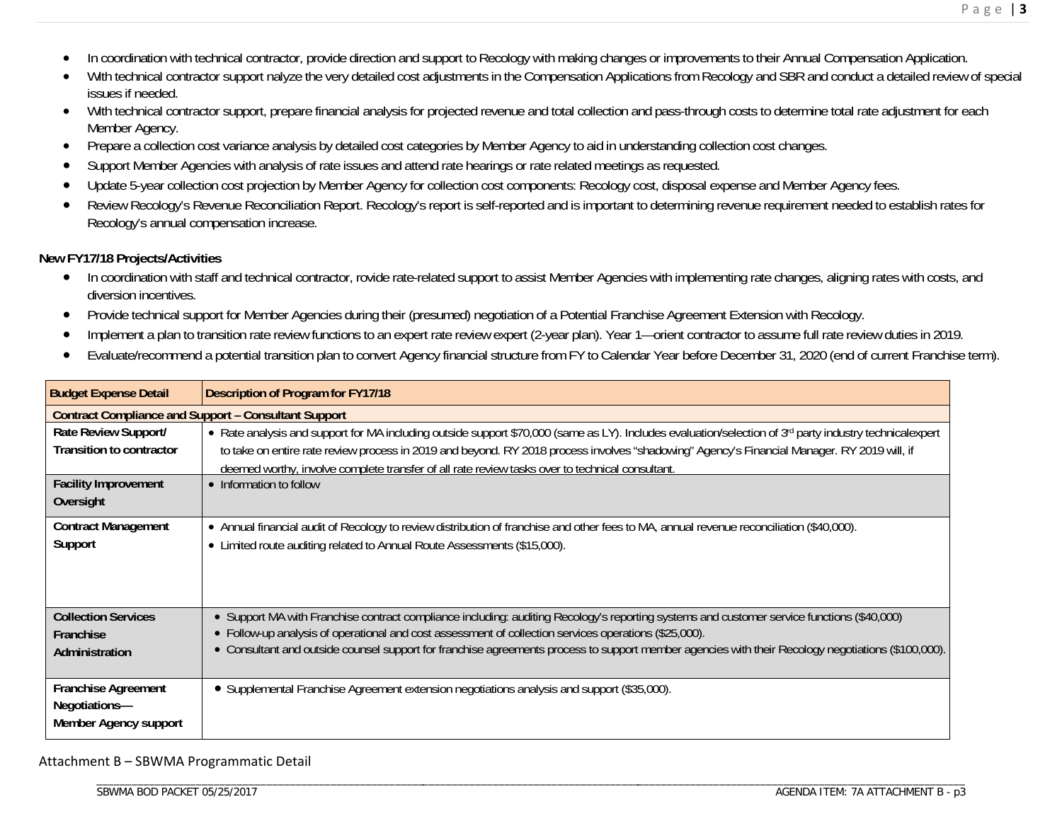- In coordination with technical contractor, provide direction and support to Recology with making changes or improvements to their Annual Compensation Application.
- With technical contractor support nalyze the very detailed cost adjustments in the Compensation Applications from Recology and SBR and conduct a detailed review of special issues if needed.
- With technical contractor support, prepare financial analysis for projected revenue and total collection and pass-through costs to determine total rate adjustment for each Member Agency.
- Prepare a collection cost variance analysis by detailed cost categories by Member Agency to aid in understanding collection cost changes.
- Support Member Agencies with analysis of rate issues and attend rate hearings or rate related meetings as requested.
- Update 5-year collection cost projection by Member Agency for collection cost components: Recology cost, disposal expense and Member Agency fees.
- Review Recology's Revenue Reconciliation Report. Recology's report is self-reported and is important to determining revenue requirement needed to establish rates for Recology's annual compensation increase.

**New FY17/18 Projects/Activities**

- In coordination with staff and technical contractor, rovide rate-related support to assist Member Agencies with implementing rate changes, aligning rates with costs, and diversion incentives.
- Provide technical support for Member Agencies during their (presumed) negotiation of a Potential Franchise Agreement Extension with Recology.
- Implement a plan to transition rate review functions to an expert rate review expert (2-year plan). Year 1—orient contractor to assume full rate review duties in 2019.
- Evaluate/recommend a potential transition plan to convert Agency financial structure from FY to Calendar Year before December 31, 2020 (end of current Franchise term).

| Budget Expense Detail | Description of Program for FY17/18 |
|---|---|
| **Contract Compliance and Support – Consultant Support** | |
| **Rate Review Support/ Transition to contractor** | • Rate analysis and support for MA including outside support $70,000 (same as LY). Includes evaluation/selection of 3rd party industry technicalexpert to take on entire rate review process in 2019 and beyond. RY 2018 process involves "shadowing" Agency's Financial Manager. RY 2019 will, if deemed worthy, involve complete transfer of all rate review tasks over to technical consultant. |
| **Facility Improvement Oversight** | • Information to follow |
| **Contract Management Support** | • Annual financial audit of Recology to review distribution of franchise and other fees to MA, annual revenue reconciliation ($40,000).<br>• Limited route auditing related to Annual Route Assessments ($15,000). |
| **Collection Services Franchise Administration** | • Support MA with Franchise contract compliance including: auditing Recology's reporting systems and customer service functions ($40,000)<br>• Follow-up analysis of operational and cost assessment of collection services operations ($25,000).<br>• Consultant and outside counsel support for franchise agreements process to support member agencies with their Recology negotiations ($100,000). |
| **Franchise Agreement Negotiations— Member Agency support** | • Supplemental Franchise Agreement extension negotiations analysis and support ($35,000). |

Attachment B – SBWMA Programmatic Detail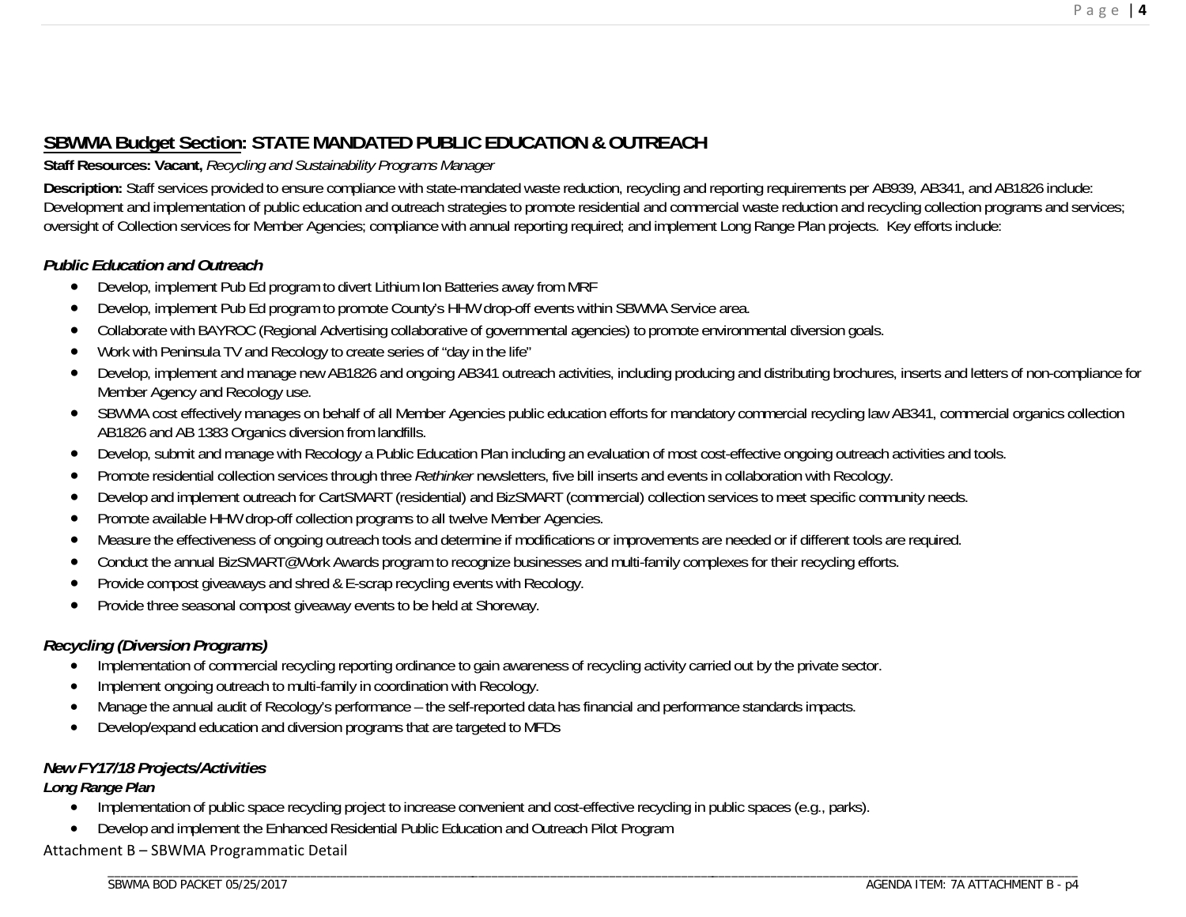## SBWMA Budget Section: STATE MANDATED PUBLIC EDUCATION & OUTREACH

**Staff Resources: Vacant,** *Recycling and Sustainability Programs Manager*

**Description:** Staff services provided to ensure compliance with state-mandated waste reduction, recycling and reporting requirements per AB939, AB341, and AB1826 include: Development and implementation of public education and outreach strategies to promote residential and commercial waste reduction and recycling collection programs and services; oversight of Collection services for Member Agencies; compliance with annual reporting required; and implement Long Range Plan projects. Key efforts include:

### *Public Education and Outreach*

- Develop, implement Pub Ed program to divert Lithium Ion Batteries away from MRF
- Develop, implement Pub Ed program to promote County's HHW drop-off events within SBWMA Service area.
- Collaborate with BAYROC (Regional Advertising collaborative of governmental agencies) to promote environmental diversion goals.
- Work with Peninsula TV and Recology to create series of "day in the life"
- Develop, implement and manage new AB1826 and ongoing AB341 outreach activities, including producing and distributing brochures, inserts and letters of non-compliance for Member Agency and Recology use.
- SBWMA cost effectively manages on behalf of all Member Agencies public education efforts for mandatory commercial recycling law AB341, commercial organics collection AB1826 and AB 1383 Organics diversion from landfills.
- Develop, submit and manage with Recology a Public Education Plan including an evaluation of most cost-effective ongoing outreach activities and tools.
- Promote residential collection services through three *Rethinker* newsletters, five bill inserts and events in collaboration with Recology.
- Develop and implement outreach for CartSMART (residential) and BizSMART (commercial) collection services to meet specific community needs.
- Promote available HHW drop-off collection programs to all twelve Member Agencies.
- Measure the effectiveness of ongoing outreach tools and determine if modifications or improvements are needed or if different tools are required.
- Conduct the annual BizSMART@Work Awards program to recognize businesses and multi-family complexes for their recycling efforts.
- Provide compost giveaways and shred & E-scrap recycling events with Recology.
- Provide three seasonal compost giveaway events to be held at Shoreway.

### *Recycling (Diversion Programs)*

- Implementation of commercial recycling reporting ordinance to gain awareness of recycling activity carried out by the private sector.
- Implement ongoing outreach to multi-family in coordination with Recology.
- Manage the annual audit of Recology's performance – the self-reported data has financial and performance standards impacts.
- Develop/expand education and diversion programs that are targeted to MFDs

### *New FY17/18 Projects/Activities*

#### *Long Range Plan*

- Implementation of public space recycling project to increase convenient and cost-effective recycling in public spaces (e.g., parks).
- Develop and implement the Enhanced Residential Public Education and Outreach Pilot Program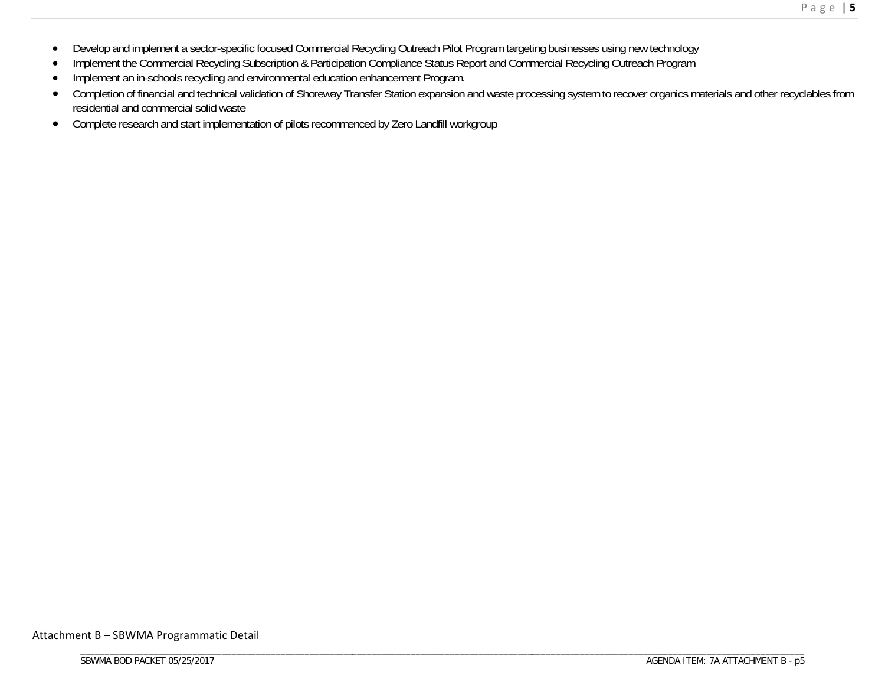- Develop and implement a sector-specific focused Commercial Recycling Outreach Pilot Program targeting businesses using new technology
- Implement the Commercial Recycling Subscription & Participation Compliance Status Report and Commercial Recycling Outreach Program
- Implement an in-schools recycling and environmental education enhancement Program.
- Completion of financial and technical validation of Shoreway Transfer Station expansion and waste processing system to recover organics materials and other recyclables from residential and commercial solid waste
- Complete research and start implementation of pilots recommenced by Zero Landfill workgroup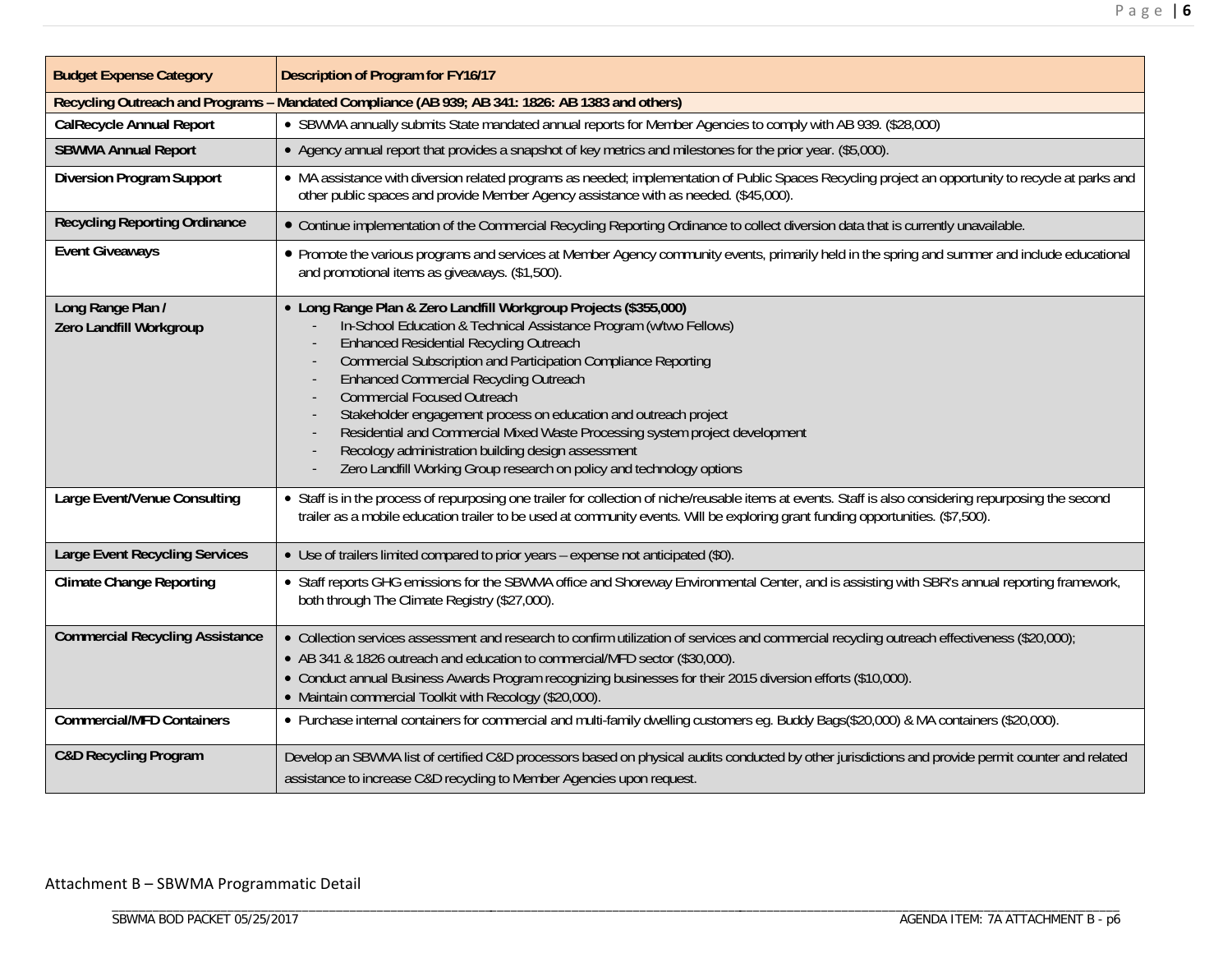| Budget Expense Category | Description of Program for FY16/17 |
|---|---|
| **Recycling Outreach and Programs – Mandated Compliance (AB 939; AB 341: 1826: AB 1383 and others)** | |
| **CalRecycle Annual Report** | • SBWMA annually submits State mandated annual reports for Member Agencies to comply with AB 939. ($28,000) |
| **SBWMA Annual Report** | • Agency annual report that provides a snapshot of key metrics and milestones for the prior year. ($5,000). |
| **Diversion Program Support** | • MA assistance with diversion related programs as needed; implementation of Public Spaces Recycling project an opportunity to recycle at parks and other public spaces and provide Member Agency assistance with as needed. ($45,000). |
| **Recycling Reporting Ordinance** | • Continue implementation of the Commercial Recycling Reporting Ordinance to collect diversion data that is currently unavailable. |
| **Event Giveaways** | • Promote the various programs and services at Member Agency community events, primarily held in the spring and summer and include educational and promotional items as giveaways. ($1,500). |
| **Long Range Plan / Zero Landfill Workgroup** | • **Long Range Plan & Zero Landfill Workgroup Projects ($355,000)**<br>- In-School Education & Technical Assistance Program (w/two Fellows)<br>- Enhanced Residential Recycling Outreach<br>- Commercial Subscription and Participation Compliance Reporting<br>- Enhanced Commercial Recycling Outreach<br>- Commercial Focused Outreach<br>- Stakeholder engagement process on education and outreach project<br>- Residential and Commercial Mixed Waste Processing system project development<br>- Recology administration building design assessment<br>- Zero Landfill Working Group research on policy and technology options |
| **Large Event/Venue Consulting** | • Staff is in the process of repurposing one trailer for collection of niche/reusable items at events. Staff is also considering repurposing the second trailer as a mobile education trailer to be used at community events. Will be exploring grant funding opportunities. ($7,500). |
| **Large Event Recycling Services** | • Use of trailers limited compared to prior years – expense not anticipated ($0). |
| **Climate Change Reporting** | • Staff reports GHG emissions for the SBWMA office and Shoreway Environmental Center, and is assisting with SBR's annual reporting framework, both through The Climate Registry ($27,000). |
| **Commercial Recycling Assistance** | • Collection services assessment and research to confirm utilization of services and commercial recycling outreach effectiveness ($20,000);<br>• AB 341 & 1826 outreach and education to commercial/MFD sector ($30,000).<br>• Conduct annual Business Awards Program recognizing businesses for their 2015 diversion efforts ($10,000).<br>• Maintain commercial Toolkit with Recology ($20,000). |
| **Commercial/MFD Containers** | • Purchase internal containers for commercial and multi-family dwelling customers eg. Buddy Bags($20,000) & MA containers ($20,000). |
| **C&D Recycling Program** | Develop an SBWMA list of certified C&D processors based on physical audits conducted by other jurisdictions and provide permit counter and related assistance to increase C&D recycling to Member Agencies upon request. |

Attachment B – SBWMA Programmatic Detail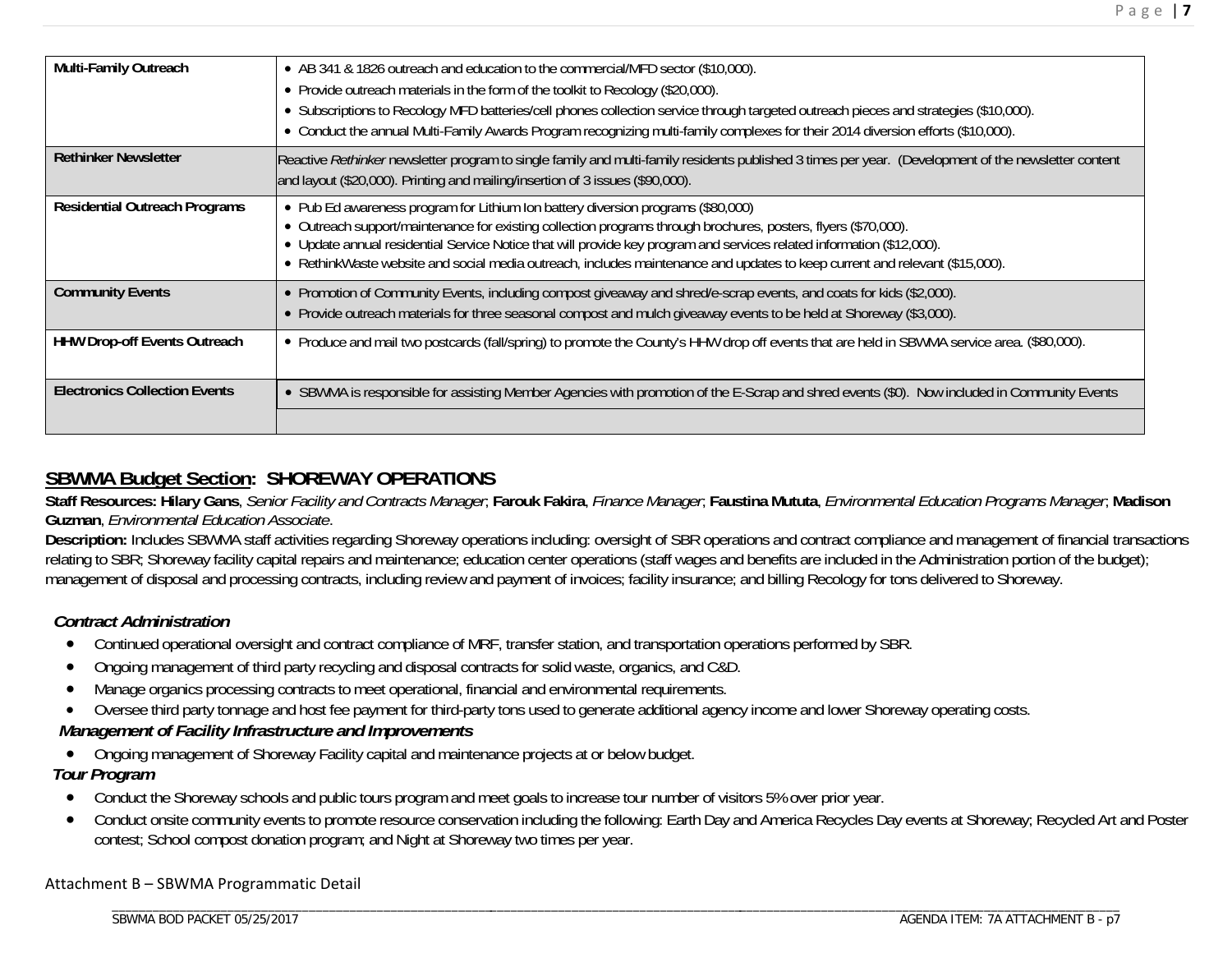| | |
|---|---|
| **Multi-Family Outreach** | • AB 341 & 1826 outreach and education to the commercial/MFD sector ($10,000).<br>• Provide outreach materials in the form of the toolkit to Recology ($20,000).<br>• Subscriptions to Recology MFD batteries/cell phones collection service through targeted outreach pieces and strategies ($10,000).<br>• Conduct the annual Multi-Family Awards Program recognizing multi-family complexes for their 2014 diversion efforts ($10,000). |
| **Rethinker Newsletter** | Reactive *Rethinker* newsletter program to single family and multi-family residents published 3 times per year. (Development of the newsletter content and layout ($20,000). Printing and mailing/insertion of 3 issues ($90,000). |
| **Residential Outreach Programs** | • Pub Ed awareness program for Lithium Ion battery diversion programs ($80,000)<br>• Outreach support/maintenance for existing collection programs through brochures, posters, flyers ($70,000).<br>• Update annual residential Service Notice that will provide key program and services related information ($12,000).<br>• RethinkWaste website and social media outreach, includes maintenance and updates to keep current and relevant ($15,000). |
| **Community Events** | • Promotion of Community Events, including compost giveaway and shred/e-scrap events, and coats for kids ($2,000).<br>• Provide outreach materials for three seasonal compost and mulch giveaway events to be held at Shoreway ($3,000). |
| **HHW Drop-off Events Outreach** | • Produce and mail two postcards (fall/spring) to promote the County's HHW drop off events that are held in SBWMA service area. ($80,000). |
| **Electronics Collection Events** | • SBWMA is responsible for assisting Member Agencies with promotion of the E-Scrap and shred events ($0). Now included in Community Events |

## **SBWMA Budget Section: SHOREWAY OPERATIONS**

**Staff Resources: Hilary Gans**, *Senior Facility and Contracts Manager*; **Farouk Fakira**, *Finance Manager*; **Faustina Mututa**, *Environmental Education Programs Manager*; **Madison Guzman**, *Environmental Education Associate*.

**Description:** Includes SBWMA staff activities regarding Shoreway operations including: oversight of SBR operations and contract compliance and management of financial transactions relating to SBR; Shoreway facility capital repairs and maintenance; education center operations (staff wages and benefits are included in the Administration portion of the budget); management of disposal and processing contracts, including review and payment of invoices; facility insurance; and billing Recology for tons delivered to Shoreway.

### *Contract Administration*

- Continued operational oversight and contract compliance of MRF, transfer station, and transportation operations performed by SBR.
- Ongoing management of third party recycling and disposal contracts for solid waste, organics, and C&D.
- Manage organics processing contracts to meet operational, financial and environmental requirements.
- Oversee third party tonnage and host fee payment for third-party tons used to generate additional agency income and lower Shoreway operating costs.

### *Management of Facility Infrastructure and Improvements*

- Ongoing management of Shoreway Facility capital and maintenance projects at or below budget.

### *Tour Program*

- Conduct the Shoreway schools and public tours program and meet goals to increase tour number of visitors 5% over prior year.
- Conduct onsite community events to promote resource conservation including the following: Earth Day and America Recycles Day events at Shoreway; Recycled Art and Poster contest; School compost donation program; and Night at Shoreway two times per year.

Attachment B – SBWMA Programmatic Detail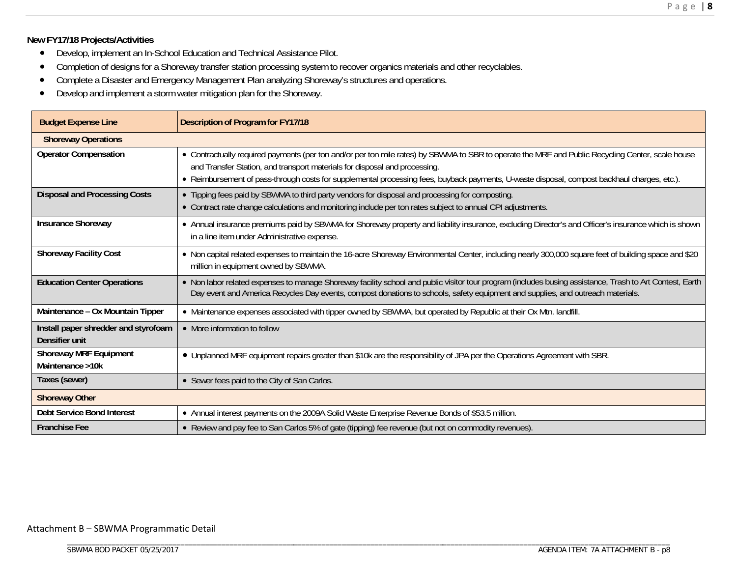**New FY17/18 Projects/Activities**

- Develop, implement an In-School Education and Technical Assistance Pilot.
- Completion of designs for a Shoreway transfer station processing system to recover organics materials and other recyclables.
- Complete a Disaster and Emergency Management Plan analyzing Shoreway's structures and operations.
- Develop and implement a storm water mitigation plan for the Shoreway.

| Budget Expense Line | Description of Program for FY17/18 |
|---|---|
| **Shoreway Operations** | |
| **Operator Compensation** | • Contractually required payments (per ton and/or per ton mile rates) by SBWMA to SBR to operate the MRF and Public Recycling Center, scale house and Transfer Station, and transport materials for disposal and processing.<br>• Reimbursement of pass-through costs for supplemental processing fees, buyback payments, U-waste disposal, compost backhaul charges, etc.). |
| **Disposal and Processing Costs** | • Tipping fees paid by SBWMA to third party vendors for disposal and processing for composting.<br>• Contract rate change calculations and monitoring include per ton rates subject to annual CPI adjustments. |
| **Insurance Shoreway** | • Annual insurance premiums paid by SBWMA for Shoreway property and liability insurance, excluding Director's and Officer's insurance which is shown in a line item under Administrative expense. |
| **Shoreway Facility Cost** | • Non capital related expenses to maintain the 16-acre Shoreway Environmental Center, including nearly 300,000 square feet of building space and $20 million in equipment owned by SBWMA. |
| **Education Center Operations** | • Non labor related expenses to manage Shoreway facility school and public visitor tour program (includes busing assistance, Trash to Art Contest, Earth Day event and America Recycles Day events, compost donations to schools, safety equipment and supplies, and outreach materials. |
| **Maintenance – Ox Mountain Tipper** | • Maintenance expenses associated with tipper owned by SBWMA, but operated by Republic at their Ox Mtn. landfill. |
| **Install paper shredder and styrofoam Densifier unit** | • More information to follow |
| **Shoreway MRF Equipment Maintenance >10k** | • Unplanned MRF equipment repairs greater than $10k are the responsibility of JPA per the Operations Agreement with SBR. |
| **Taxes (sewer)** | • Sewer fees paid to the City of San Carlos. |
| **Shoreway Other** | |
| **Debt Service Bond Interest** | • Annual interest payments on the 2009A Solid Waste Enterprise Revenue Bonds of $53.5 million. |
| **Franchise Fee** | • Review and pay fee to San Carlos 5% of gate (tipping) fee revenue (but not on commodity revenues). |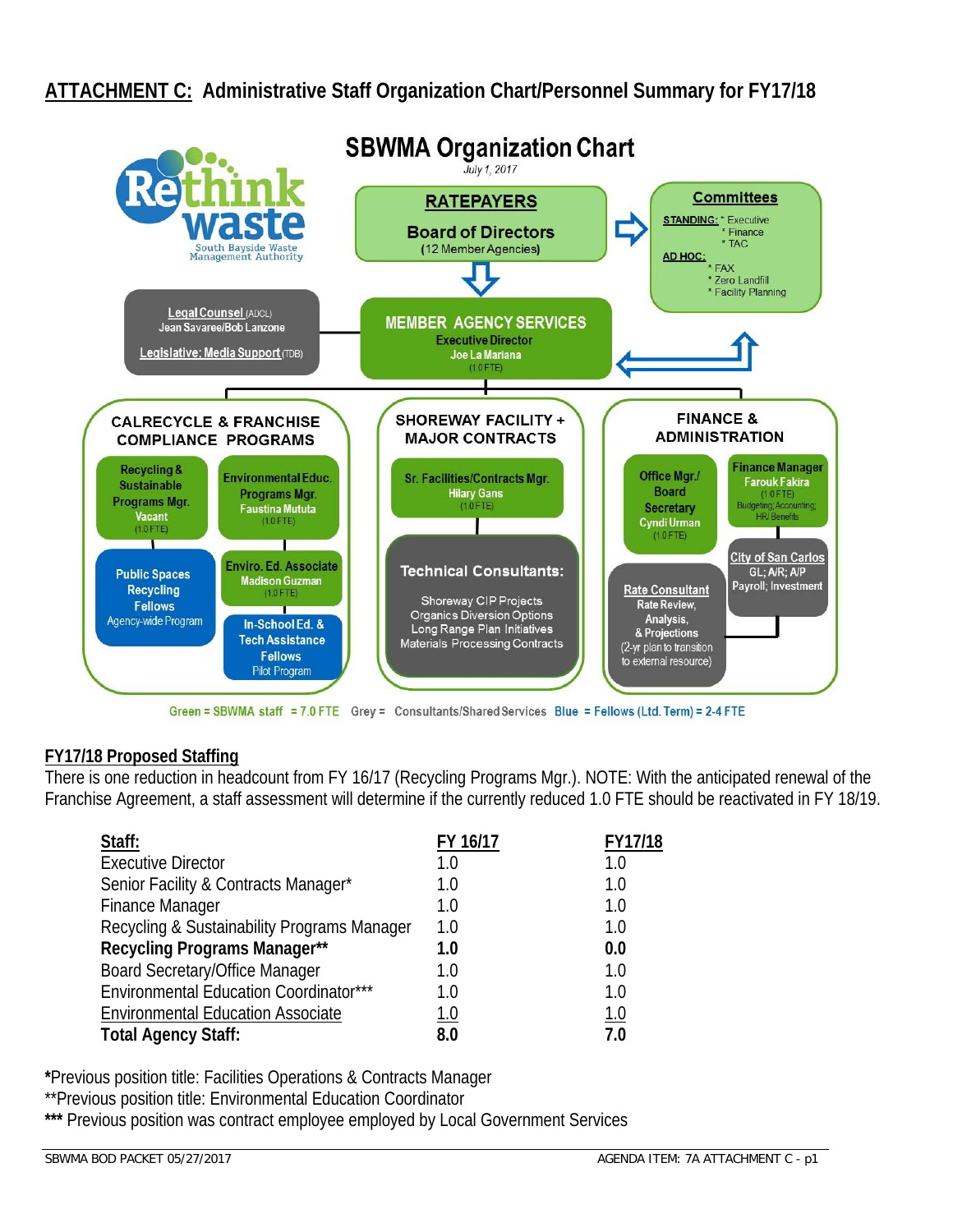## ATTACHMENT C: Administrative Staff Organization Chart/Personnel Summary for FY17/18

**SBWMA Organization Chart**

*July 1, 2017*

Rethink waste — South Bayside Waste Management Authority

**RATEPAYERS**
**Board of Directors** (12 Member Agencies)

**Committees**
STANDING: * Executive * Finance * TAC
AD HOC: * FAX * Zero Landfill * Facility Planning

**Legal Counsel** (ADCL) Jean Savaree/Bob Lanzone
**Legislative; Media Support** (TDB)

**MEMBER AGENCY SERVICES**
Executive Director
Joe La Mariana
(1.0 FTE)

**CALRECYCLE & FRANCHISE COMPLIANCE PROGRAMS**
- Recycling & Sustainable Programs Mgr. — Vacant (1.0 FTE)
- Environmental Educ. Programs Mgr. — Faustina Mututa (1.0 FTE)
- Public Spaces Recycling Fellows — Agency-wide Program
- Enviro. Ed. Associate — Madison Guzman (1.0 FTE)
- In-School Ed. & Tech Assistance Fellows — Pilot Program

**SHOREWAY FACILITY + MAJOR CONTRACTS**
- Sr. Facilities/Contracts Mgr. — Hilary Gans (1.0 FTE)
- Technical Consultants: Shoreway CIP Projects; Organics Diversion Options; Long Range Plan Initiatives; Materials Processing Contracts

**FINANCE & ADMINISTRATION**
- Office Mgr./Board Secretary — Cyndi Urman (1.0 FTE)
- Finance Manager — Farouk Fakira (1.0 FTE) Budgeting; Accounting; HR/ Benefits
- City of San Carlos — GL; A/R; A/P Payroll; Investment
- Rate Consultant — Rate Review, Analysis, & Projections (2-yr plan to transition to external resource)

Green = SBWMA staff = 7.0 FTE Grey = Consultants/Shared Services Blue = Fellows (Ltd. Term) = 2-4 FTE

### FY17/18 Proposed Staffing

There is one reduction in headcount from FY 16/17 (Recycling Programs Mgr.). NOTE: With the anticipated renewal of the Franchise Agreement, a staff assessment will determine if the currently reduced 1.0 FTE should be reactivated in FY 18/19.

| Staff: | FY 16/17 | FY17/18 |
|---|---|---|
| Executive Director | 1.0 | 1.0 |
| Senior Facility & Contracts Manager* | 1.0 | 1.0 |
| Finance Manager | 1.0 | 1.0 |
| Recycling & Sustainability Programs Manager | 1.0 | 1.0 |
| **Recycling Programs Manager**** | **1.0** | **0.0** |
| Board Secretary/Office Manager | 1.0 | 1.0 |
| Environmental Education Coordinator*** | 1.0 | 1.0 |
| Environmental Education Associate | 1.0 | 1.0 |
| **Total Agency Staff:** | **8.0** | **7.0** |

*Previous position title: Facilities Operations & Contracts Manager
**Previous position title: Environmental Education Coordinator
*** Previous position was contract employee employed by Local Government Services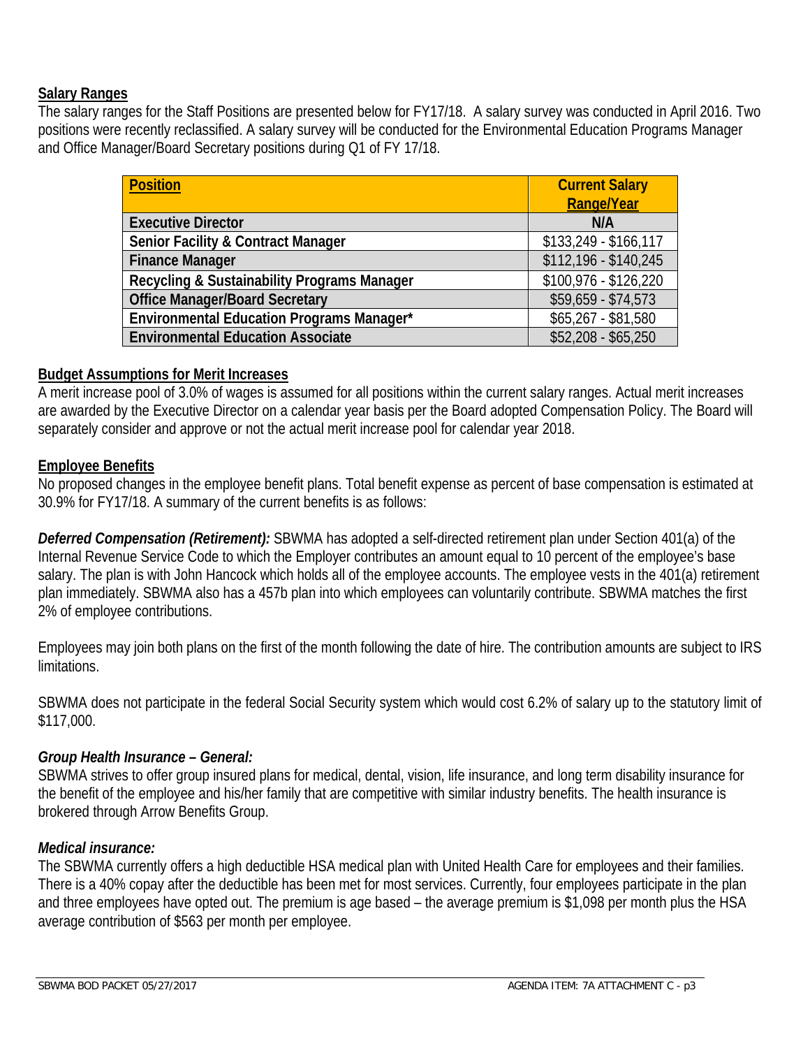**Salary Ranges**

The salary ranges for the Staff Positions are presented below for FY17/18. A salary survey was conducted in April 2016. Two positions were recently reclassified. A salary survey will be conducted for the Environmental Education Programs Manager and Office Manager/Board Secretary positions during Q1 of FY 17/18.

| Position | Current Salary Range/Year |
|---|---|
| Executive Director | N/A |
| Senior Facility & Contract Manager | $133,249 - $166,117 |
| Finance Manager | $112,196 - $140,245 |
| Recycling & Sustainability Programs Manager | $100,976 - $126,220 |
| Office Manager/Board Secretary | $59,659 - $74,573 |
| Environmental Education Programs Manager* | $65,267 - $81,580 |
| Environmental Education Associate | $52,208 - $65,250 |

**Budget Assumptions for Merit Increases**

A merit increase pool of 3.0% of wages is assumed for all positions within the current salary ranges. Actual merit increases are awarded by the Executive Director on a calendar year basis per the Board adopted Compensation Policy. The Board will separately consider and approve or not the actual merit increase pool for calendar year 2018.

**Employee Benefits**

No proposed changes in the employee benefit plans. Total benefit expense as percent of base compensation is estimated at 30.9% for FY17/18. A summary of the current benefits is as follows:

***Deferred Compensation (Retirement):*** SBWMA has adopted a self-directed retirement plan under Section 401(a) of the Internal Revenue Service Code to which the Employer contributes an amount equal to 10 percent of the employee's base salary. The plan is with John Hancock which holds all of the employee accounts. The employee vests in the 401(a) retirement plan immediately. SBWMA also has a 457b plan into which employees can voluntarily contribute. SBWMA matches the first 2% of employee contributions.

Employees may join both plans on the first of the month following the date of hire. The contribution amounts are subject to IRS limitations.

SBWMA does not participate in the federal Social Security system which would cost 6.2% of salary up to the statutory limit of $117,000.

***Group Health Insurance – General:***

SBWMA strives to offer group insured plans for medical, dental, vision, life insurance, and long term disability insurance for the benefit of the employee and his/her family that are competitive with similar industry benefits. The health insurance is brokered through Arrow Benefits Group.

***Medical insurance:***

The SBWMA currently offers a high deductible HSA medical plan with United Health Care for employees and their families. There is a 40% copay after the deductible has been met for most services. Currently, four employees participate in the plan and three employees have opted out. The premium is age based – the average premium is $1,098 per month plus the HSA average contribution of $563 per month per employee.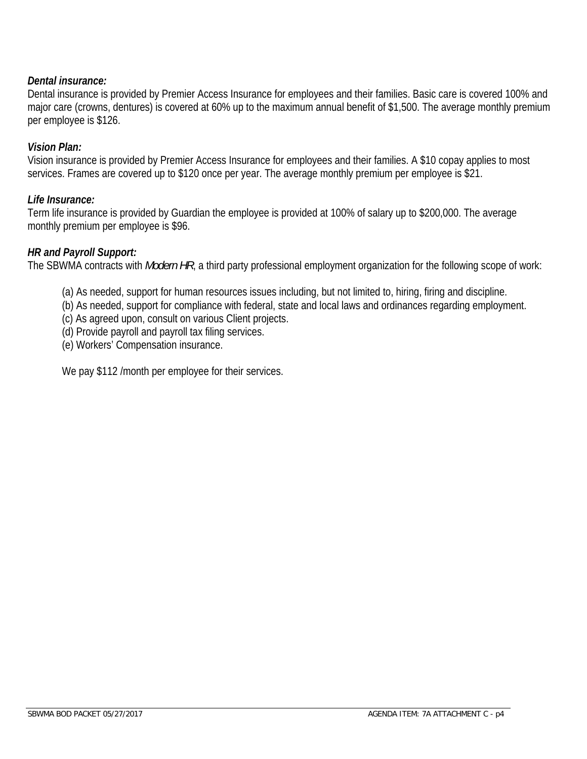***Dental insurance:***

Dental insurance is provided by Premier Access Insurance for employees and their families. Basic care is covered 100% and major care (crowns, dentures) is covered at 60% up to the maximum annual benefit of $1,500. The average monthly premium per employee is $126.

***Vision Plan:***

Vision insurance is provided by Premier Access Insurance for employees and their families. A $10 copay applies to most services. Frames are covered up to $120 once per year. The average monthly premium per employee is $21.

***Life Insurance:***

Term life insurance is provided by Guardian the employee is provided at 100% of salary up to $200,000. The average monthly premium per employee is $96.

***HR and Payroll Support:***

The SBWMA contracts with *Modern HR*, a third party professional employment organization for the following scope of work:

(a) As needed, support for human resources issues including, but not limited to, hiring, firing and discipline.
(b) As needed, support for compliance with federal, state and local laws and ordinances regarding employment.
(c) As agreed upon, consult on various Client projects.
(d) Provide payroll and payroll tax filing services.
(e) Workers' Compensation insurance.

We pay $112 /month per employee for their services.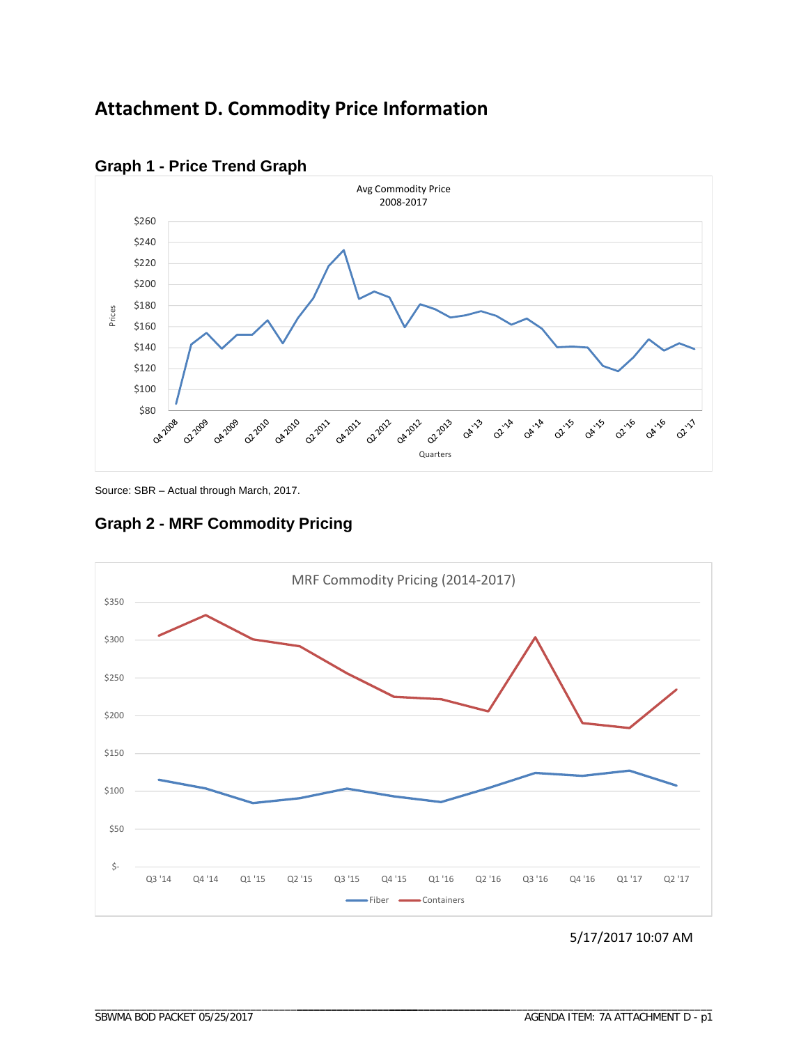# Attachment D. Commodity Price Information

## Graph 1 - Price Trend Graph

Avg Commodity Price
2008-2017

Source: SBR – Actual through March, 2017.

## Graph 2 - MRF Commodity Pricing

MRF Commodity Pricing (2014-2017)

5/17/2017 10:07 AM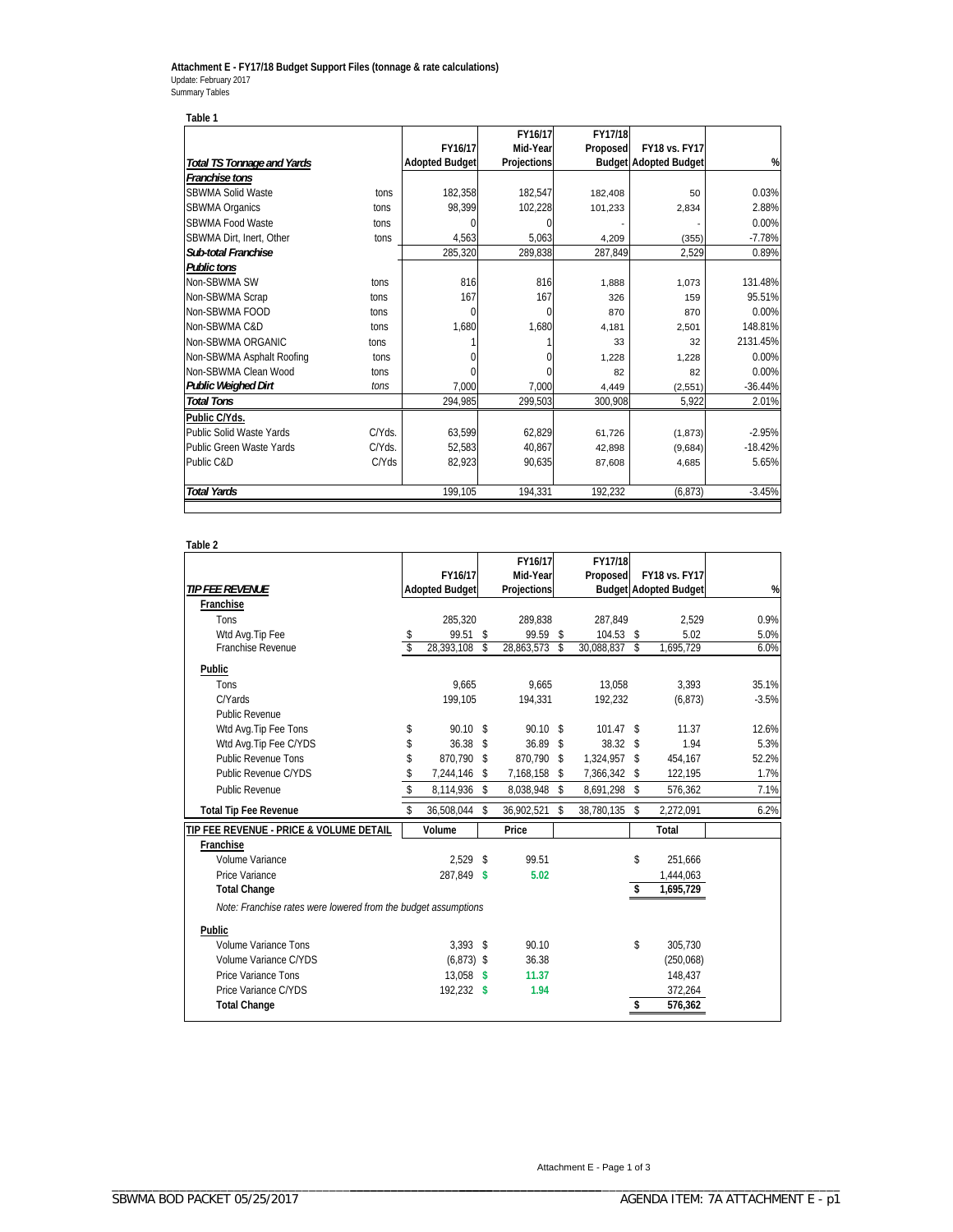**Attachment E - FY17/18 Budget Support Files (tonnage & rate calculations)**
Update: February 2017
Summary Tables

**Table 1**

| *Total TS Tonnage and Yards* | | FY16/17 Adopted Budget | FY16/17 Mid-Year Projections | FY17/18 Proposed Budget | FY18 vs. FY17 Adopted Budget | % |
|---|---|---|---|---|---|---|
| *Franchise tons* | | | | | | |
| SBWMA Solid Waste | tons | 182,358 | 182,547 | 182,408 | 50 | 0.03% |
| SBWMA Organics | tons | 98,399 | 102,228 | 101,233 | 2,834 | 2.88% |
| SBWMA Food Waste | tons | 0 | 0 | - | - | 0.00% |
| SBWMA Dirt, Inert, Other | tons | 4,563 | 5,063 | 4,209 | (355) | -7.78% |
| *Sub-total Franchise* | | 285,320 | 289,838 | 287,849 | 2,529 | 0.89% |
| *Public tons* | | | | | | |
| Non-SBWMA SW | tons | 816 | 816 | 1,888 | 1,073 | 131.48% |
| Non-SBWMA Scrap | tons | 167 | 167 | 326 | 159 | 95.51% |
| Non-SBWMA FOOD | tons | 0 | 0 | 870 | 870 | 0.00% |
| Non-SBWMA C&D | tons | 1,680 | 1,680 | 4,181 | 2,501 | 148.81% |
| Non-SBWMA ORGANIC | tons | 1 | 1 | 33 | 32 | 2131.45% |
| Non-SBWMA Asphalt Roofing | tons | 0 | 0 | 1,228 | 1,228 | 0.00% |
| Non-SBWMA Clean Wood | tons | 0 | 0 | 82 | 82 | 0.00% |
| *Public Weighed Dirt* | *tons* | 7,000 | 7,000 | 4,449 | (2,551) | -36.44% |
| *Total Tons* | | 294,985 | 299,503 | 300,908 | 5,922 | 2.01% |
| Public C/Yds. | | | | | | |
| Public Solid Waste Yards | C/Yds. | 63,599 | 62,829 | 61,726 | (1,873) | -2.95% |
| Public Green Waste Yards | C/Yds. | 52,583 | 40,867 | 42,898 | (9,684) | -18.42% |
| Public C&D | C/Yds | 82,923 | 90,635 | 87,608 | 4,685 | 5.65% |
| *Total Yards* | | 199,105 | 194,331 | 192,232 | (6,873) | -3.45% |

**Table 2**

| *TIP FEE REVENUE* | FY16/17 Adopted Budget | FY16/17 Mid-Year Projections | FY17/18 Proposed Budget | FY18 vs. FY17 Adopted Budget | % |
|---|---|---|---|---|---|
| **Franchise** | | | | | |
| Tons | 285,320 | 289,838 | 287,849 | 2,529 | 0.9% |
| Wtd Avg.Tip Fee | $ 99.51 | $ 99.59 | $ 104.53 | $ 5.02 | 5.0% |
| Franchise Revenue | $ 28,393,108 | $ 28,863,573 | $ 30,088,837 | $ 1,695,729 | 6.0% |
| **Public** | | | | | |
| Tons | 9,665 | 9,665 | 13,058 | 3,393 | 35.1% |
| C/Yards | 199,105 | 194,331 | 192,232 | (6,873) | -3.5% |
| Public Revenue | | | | | |
| Wtd Avg.Tip Fee Tons | $ 90.10 | $ 90.10 | $ 101.47 | $ 11.37 | 12.6% |
| Wtd Avg.Tip Fee C/YDS | $ 36.38 | $ 36.89 | $ 38.32 | $ 1.94 | 5.3% |
| Public Revenue Tons | $ 870,790 | $ 870,790 | $ 1,324,957 | $ 454,167 | 52.2% |
| Public Revenue C/YDS | $ 7,244,146 | $ 7,168,158 | $ 7,366,342 | $ 122,195 | 1.7% |
| Public Revenue | $ 8,114,936 | $ 8,038,948 | $ 8,691,298 | $ 576,362 | 7.1% |
| **Total Tip Fee Revenue** | $ 36,508,044 | $ 36,902,521 | $ 38,780,135 | $ 2,272,091 | 6.2% |

| **TIP FEE REVENUE - PRICE & VOLUME DETAIL** | Volume | Price | Total |
|---|---|---|---|
| **Franchise** | | | |
| Volume Variance | 2,529 | $ 99.51 | $ 251,666 |
| Price Variance | 287,849 | $ 5.02 | 1,444,063 |
| **Total Change** | | | $ 1,695,729 |
| *Note: Franchise rates were lowered from the budget assumptions* | | | |
| **Public** | | | |
| Volume Variance Tons | 3,393 | $ 90.10 | $ 305,730 |
| Volume Variance C/YDS | (6,873) | $ 36.38 | (250,068) |
| Price Variance Tons | 13,058 | $ 11.37 | 148,437 |
| Price Variance C/YDS | 192,232 | $ 1.94 | 372,264 |
| **Total Change** | | | $ 576,362 |

Attachment E - Page 1 of 3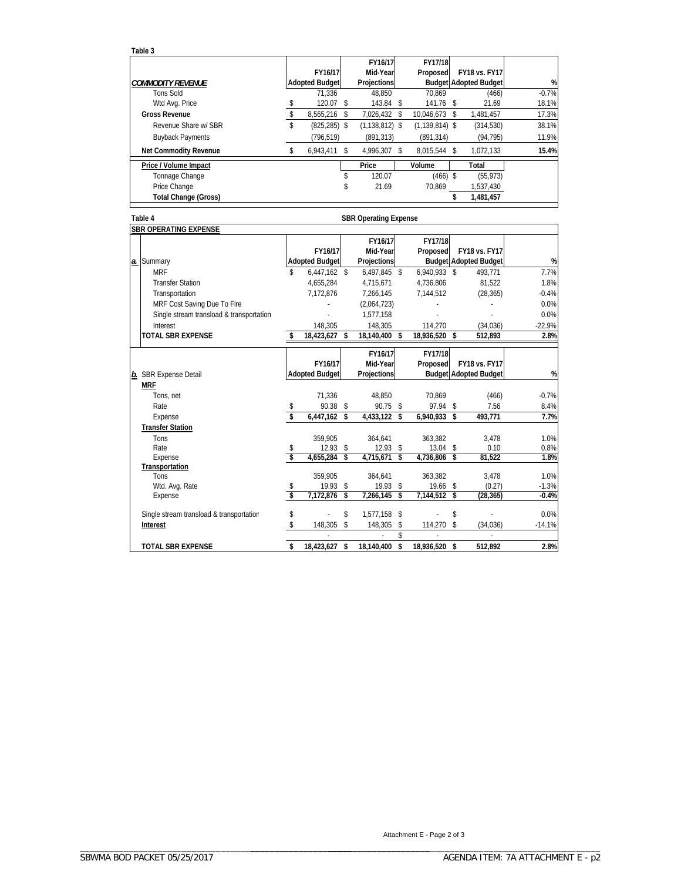**Table 3**

| COMMODITY REVENUE | FY16/17 Adopted Budget | FY16/17 Mid-Year Projections | FY17/18 Proposed Budget | FY18 vs. FY17 Adopted Budget | % |
|---|---|---|---|---|---|
| Tons Sold | 71,336 | 48,850 | 70,869 | (466) | -0.7% |
| Wtd Avg. Price | $ 120.07 | $ 143.84 | $ 141.76 | $ 21.69 | 18.1% |
| **Gross Revenue** | $ 8,565,216 | $ 7,026,432 | $ 10,046,673 | $ 1,481,457 | 17.3% |
| Revenue Share w/ SBR | $ (825,285) | $ (1,138,812) | $ (1,139,814) | $ (314,530) | 38.1% |
| Buyback Payments | (796,519) | (891,313) | (891,314) | (94,795) | 11.9% |
| **Net Commodity Revenue** | $ 6,943,411 | $ 4,996,307 | $ 8,015,544 | $ 1,072,133 | **15.4%** |
| **Price / Volume Impact** | | **Price** | **Volume** | **Total** | |
| Tonnage Change | | $ 120.07 | (466) | $ (55,973) | |
| Price Change | | $ 21.69 | 70,869 | 1,537,430 | |
| **Total Change (Gross)** | | | | **$ 1,481,457** | |

**Table 4** — **SBR Operating Expense**

**SBR OPERATING EXPENSE**

| *a.* Summary | FY16/17 Adopted Budget | FY16/17 Mid-Year Projections | FY17/18 Proposed Budget | FY18 vs. FY17 Adopted Budget | % |
|---|---|---|---|---|---|
| MRF | $ 6,447,162 | $ 6,497,845 | $ 6,940,933 | $ 493,771 | 7.7% |
| Transfer Station | 4,655,284 | 4,715,671 | 4,736,806 | 81,522 | 1.8% |
| Transportation | 7,172,876 | 7,266,145 | 7,144,512 | (28,365) | -0.4% |
| MRF Cost Saving Due To Fire | - | (2,064,723) | - | - | 0.0% |
| Single stream transload & transportation | - | 1,577,158 | - | - | 0.0% |
| Interest | 148,305 | 148,305 | 114,270 | (34,036) | -22.9% |
| **TOTAL SBR EXPENSE** | **$ 18,423,627** | **$ 18,140,400** | **$ 18,936,520** | **$ 512,893** | **2.8%** |

| *b.* SBR Expense Detail | FY16/17 Adopted Budget | FY16/17 Mid-Year Projections | FY17/18 Proposed Budget | FY18 vs. FY17 Adopted Budget | % |
|---|---|---|---|---|---|
| **MRF** | | | | | |
| Tons, net | 71,336 | 48,850 | 70,869 | (466) | -0.7% |
| Rate | $ 90.38 | $ 90.75 | $ 97.94 | $ 7.56 | 8.4% |
| Expense | **$ 6,447,162** | **$ 4,433,122** | **$ 6,940,933** | **$ 493,771** | **7.7%** |
| **Transfer Station** | | | | | |
| Tons | 359,905 | 364,641 | 363,382 | 3,478 | 1.0% |
| Rate | $ 12.93 | $ 12.93 | $ 13.04 | $ 0.10 | 0.8% |
| Expense | **$ 4,655,284** | **$ 4,715,671** | **$ 4,736,806** | **$ 81,522** | **1.8%** |
| **Transportation** | | | | | |
| Tons | 359,905 | 364,641 | 363,382 | 3,478 | 1.0% |
| Wtd. Avg. Rate | $ 19.93 | $ 19.93 | $ 19.66 | $ (0.27) | -1.3% |
| Expense | **$ 7,172,876** | **$ 7,266,145** | **$ 7,144,512** | **$ (28,365)** | **-0.4%** |
| Single stream transload & transportation | $ - | $ 1,577,158 | $ - | $ - | 0.0% |
| **Interest** | $ 148,305 | $ 148,305 | $ 114,270 | $ (34,036) | -14.1% |
| | - | - | $ - | - | |
| **TOTAL SBR EXPENSE** | **$ 18,423,627** | **$ 18,140,400** | **$ 18,936,520** | **$ 512,892** | **2.8%** |

Attachment E - Page 2 of 3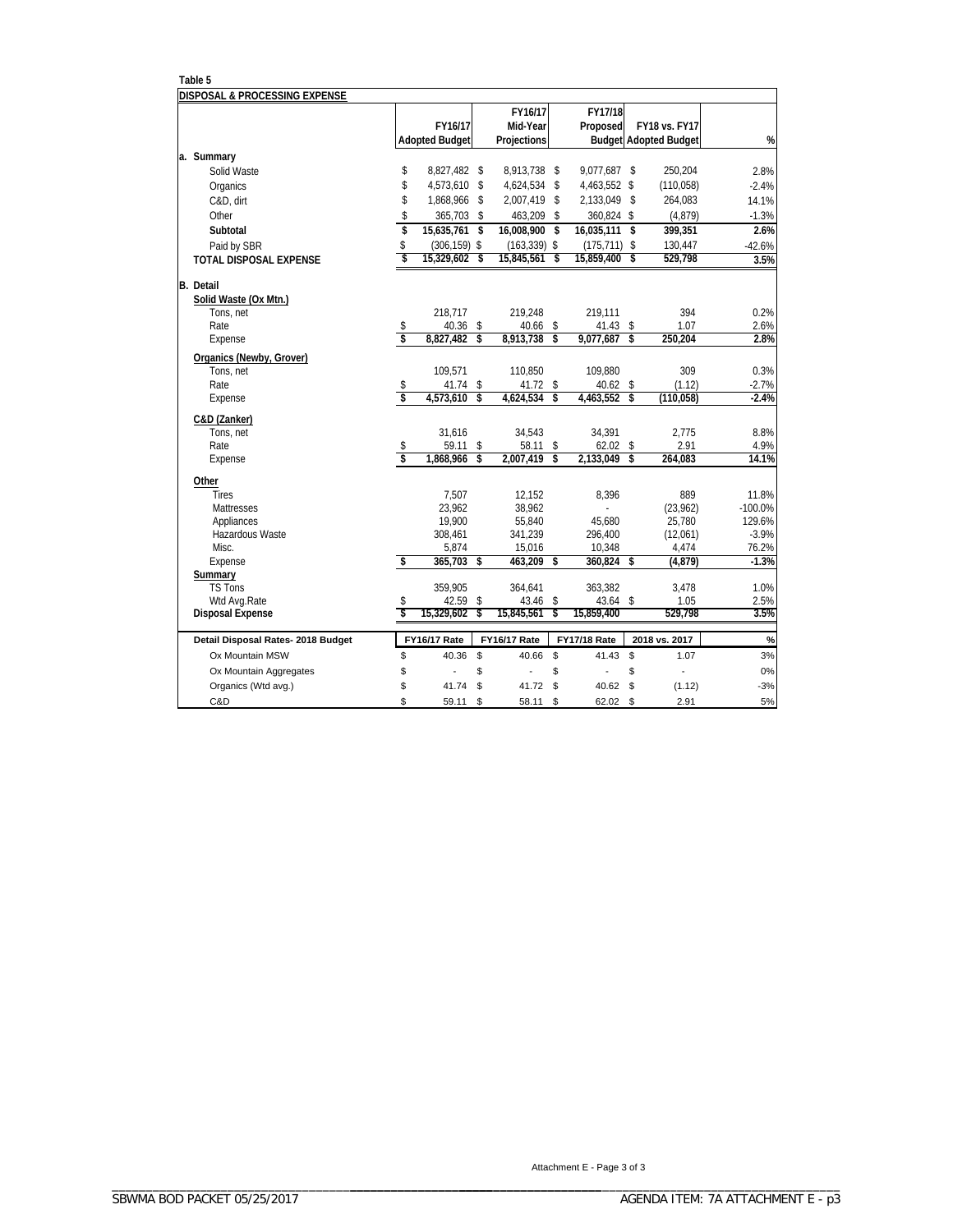**Table 5**

**DISPOSAL & PROCESSING EXPENSE**

| | FY16/17 Adopted Budget | FY16/17 Mid-Year Projections | FY17/18 Proposed Budget | FY18 vs. FY17 Adopted Budget | % |
|---|---|---|---|---|---|
| **a. Summary** | | | | | |
| Solid Waste | $ 8,827,482 | $ 8,913,738 | $ 9,077,687 | $ 250,204 | 2.8% |
| Organics | $ 4,573,610 | $ 4,624,534 | $ 4,463,552 | $ (110,058) | -2.4% |
| C&D, dirt | $ 1,868,966 | $ 2,007,419 | $ 2,133,049 | $ 264,083 | 14.1% |
| Other | $ 365,703 | $ 463,209 | $ 360,824 | $ (4,879) | -1.3% |
| **Subtotal** | **$ 15,635,761** | **$ 16,008,900** | **$ 16,035,111** | **$ 399,351** | **2.6%** |
| Paid by SBR | $ (306,159) | $ (163,339) | $ (175,711) | $ 130,447 | -42.6% |
| **TOTAL DISPOSAL EXPENSE** | **$ 15,329,602** | **$ 15,845,561** | **$ 15,859,400** | **$ 529,798** | **3.5%** |
| **B. Detail** | | | | | |
| **Solid Waste (Ox Mtn.)** | | | | | |
| Tons, net | 218,717 | 219,248 | 219,111 | 394 | 0.2% |
| Rate | $ 40.36 | $ 40.66 | $ 41.43 | $ 1.07 | 2.6% |
| Expense | **$ 8,827,482** | **$ 8,913,738** | **$ 9,077,687** | **$ 250,204** | **2.8%** |
| **Organics (Newby, Grover)** | | | | | |
| Tons, net | 109,571 | 110,850 | 109,880 | 309 | 0.3% |
| Rate | $ 41.74 | $ 41.72 | $ 40.62 | $ (1.12) | -2.7% |
| Expense | **$ 4,573,610** | **$ 4,624,534** | **$ 4,463,552** | **$ (110,058)** | **-2.4%** |
| **C&D (Zanker)** | | | | | |
| Tons, net | 31,616 | 34,543 | 34,391 | 2,775 | 8.8% |
| Rate | $ 59.11 | $ 58.11 | $ 62.02 | $ 2.91 | 4.9% |
| Expense | **$ 1,868,966** | **$ 2,007,419** | **$ 2,133,049** | **$ 264,083** | **14.1%** |
| **Other** | | | | | |
| Tires | 7,507 | 12,152 | 8,396 | 889 | 11.8% |
| Mattresses | 23,962 | 38,962 | - | (23,962) | -100.0% |
| Appliances | 19,900 | 55,840 | 45,680 | 25,780 | 129.6% |
| Hazardous Waste | 308,461 | 341,239 | 296,400 | (12,061) | -3.9% |
| Misc. | 5,874 | 15,016 | 10,348 | 4,474 | 76.2% |
| Expense | **$ 365,703** | **$ 463,209** | **$ 360,824** | **$ (4,879)** | **-1.3%** |
| **Summary** | | | | | |
| TS Tons | 359,905 | 364,641 | 363,382 | 3,478 | 1.0% |
| Wtd Avg.Rate | $ 42.59 | $ 43.46 | $ 43.64 | $ 1.05 | 2.5% |
| **Disposal Expense** | **$ 15,329,602** | **$ 15,845,561** | **$ 15,859,400** | **529,798** | **3.5%** |

| Detail Disposal Rates- 2018 Budget | FY16/17 Rate | FY16/17 Rate | FY17/18 Rate | 2018 vs. 2017 | % |
|---|---|---|---|---|---|
| Ox Mountain MSW | $ 40.36 | $ 40.66 | $ 41.43 | $ 1.07 | 3% |
| Ox Mountain Aggregates | $ - | $ - | $ - | $ - | 0% |
| Organics (Wtd avg.) | $ 41.74 | $ 41.72 | $ 40.62 | $ (1.12) | -3% |
| C&D | $ 59.11 | $ 58.11 | $ 62.02 | $ 2.91 | 5% |

Attachment E - Page 3 of 3